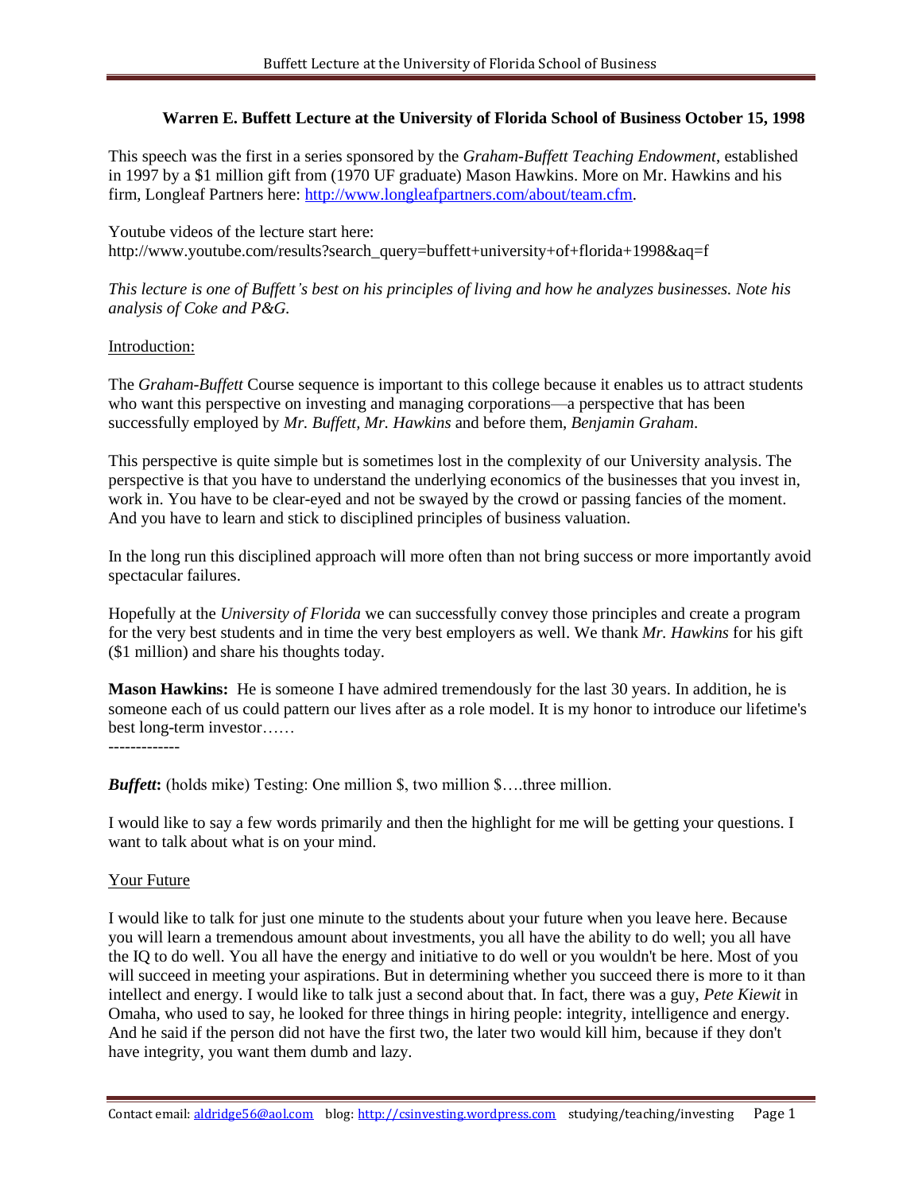# Warren E. Buffett Lecture at the University of Florida School of Business October 15, 1998

This speech was the first in a series sponsored by the *Graham-Buffett Teaching Endowment*, established in 1997 by a $1 million gift from (1970 UF graduate) Mason Hawkins. More on Mr. Hawkins and his firm, Longleaf Partners here: [http://www.longleafpartners.com/about/team.cfm](http://www.longleafpartners.com/about/team.cfm).

Youtube videos of the lecture start here:
http://www.youtube.com/results?search_query=buffett+university+of+florida+1998&aq=f

*This lecture is one of Buffett's best on his principles of living and how he analyzes businesses. Note his analysis of Coke and P&G.*

Introduction:

The *Graham-Buffett* Course sequence is important to this college because it enables us to attract students who want this perspective on investing and managing corporations—a perspective that has been successfully employed by *Mr. Buffett, Mr. Hawkins* and before them, *Benjamin Graham*.

This perspective is quite simple but is sometimes lost in the complexity of our University analysis. The perspective is that you have to understand the underlying economics of the businesses that you invest in, work in. You have to be clear-eyed and not be swayed by the crowd or passing fancies of the moment. And you have to learn and stick to disciplined principles of business valuation.

In the long run this disciplined approach will more often than not bring success or more importantly avoid spectacular failures.

Hopefully at the *University of Florida* we can successfully convey those principles and create a program for the very best students and in time the very best employers as well. We thank *Mr. Hawkins* for his gift ($1 million) and share his thoughts today.

**Mason Hawkins:** He is someone I have admired tremendously for the last 30 years. In addition, he is someone each of us could pattern our lives after as a role model. It is my honor to introduce our lifetime's best long-term investor……

-------------

***Buffett*:** (holds mike) Testing: One million $, two million $….three million.

I would like to say a few words primarily and then the highlight for me will be getting your questions. I want to talk about what is on your mind.

Your Future

I would like to talk for just one minute to the students about your future when you leave here. Because you will learn a tremendous amount about investments, you all have the ability to do well; you all have the IQ to do well. You all have the energy and initiative to do well or you wouldn't be here. Most of you will succeed in meeting your aspirations. But in determining whether you succeed there is more to it than intellect and energy. I would like to talk just a second about that. In fact, there was a guy, *Pete Kiewit* in Omaha, who used to say, he looked for three things in hiring people: integrity, intelligence and energy. And he said if the person did not have the first two, the later two would kill him, because if they don't have integrity, you want them dumb and lazy.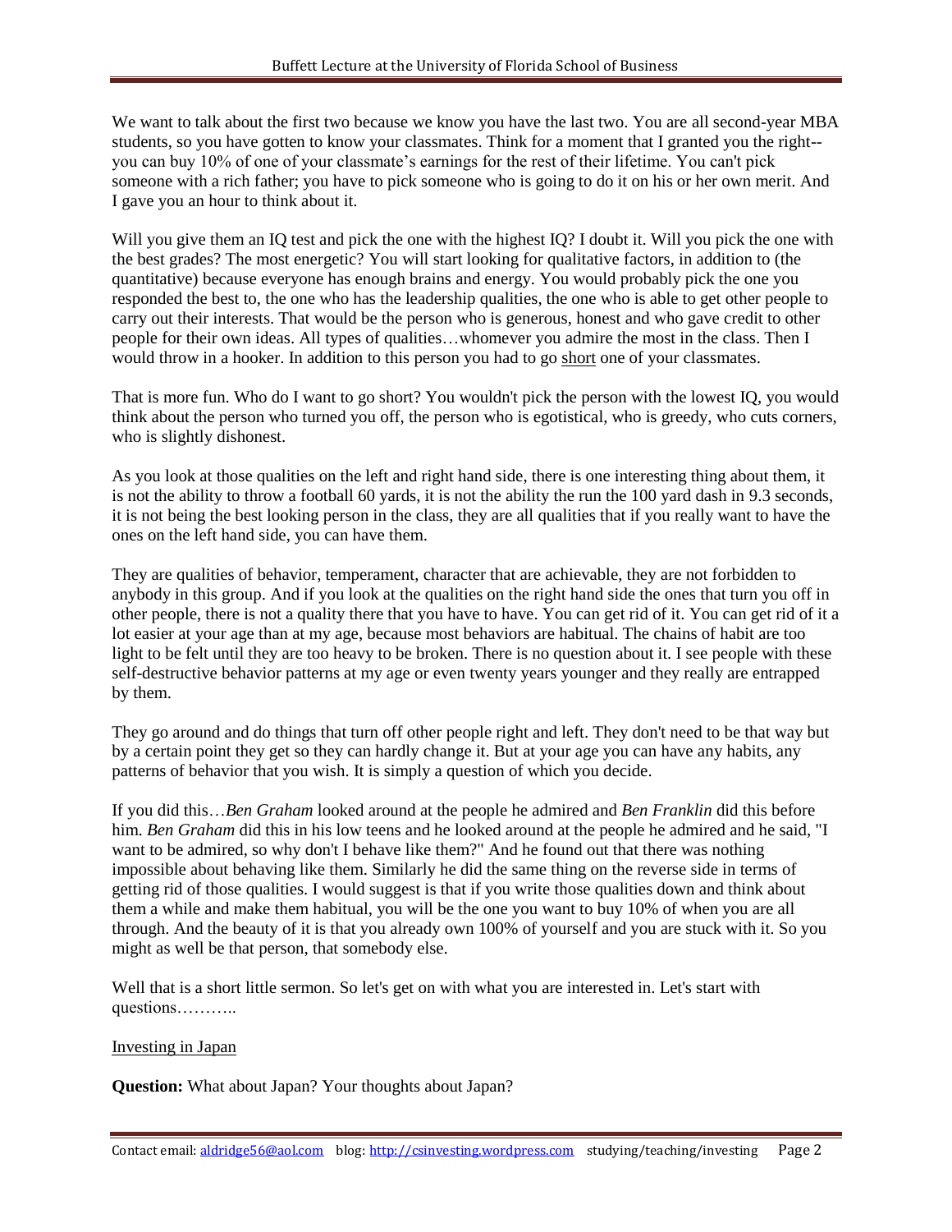We want to talk about the first two because we know you have the last two. You are all second-year MBA students, so you have gotten to know your classmates. Think for a moment that I granted you the right--you can buy 10% of one of your classmate's earnings for the rest of their lifetime. You can't pick someone with a rich father; you have to pick someone who is going to do it on his or her own merit. And I gave you an hour to think about it.

Will you give them an IQ test and pick the one with the highest IQ? I doubt it. Will you pick the one with the best grades? The most energetic? You will start looking for qualitative factors, in addition to (the quantitative) because everyone has enough brains and energy. You would probably pick the one you responded the best to, the one who has the leadership qualities, the one who is able to get other people to carry out their interests. That would be the person who is generous, honest and who gave credit to other people for their own ideas. All types of qualities…whomever you admire the most in the class. Then I would throw in a hooker. In addition to this person you had to go short one of your classmates.

That is more fun. Who do I want to go short? You wouldn't pick the person with the lowest IQ, you would think about the person who turned you off, the person who is egotistical, who is greedy, who cuts corners, who is slightly dishonest.

As you look at those qualities on the left and right hand side, there is one interesting thing about them, it is not the ability to throw a football 60 yards, it is not the ability the run the 100 yard dash in 9.3 seconds, it is not being the best looking person in the class, they are all qualities that if you really want to have the ones on the left hand side, you can have them.

They are qualities of behavior, temperament, character that are achievable, they are not forbidden to anybody in this group. And if you look at the qualities on the right hand side the ones that turn you off in other people, there is not a quality there that you have to have. You can get rid of it. You can get rid of it a lot easier at your age than at my age, because most behaviors are habitual. The chains of habit are too light to be felt until they are too heavy to be broken. There is no question about it. I see people with these self-destructive behavior patterns at my age or even twenty years younger and they really are entrapped by them.

They go around and do things that turn off other people right and left. They don't need to be that way but by a certain point they get so they can hardly change it. But at your age you can have any habits, any patterns of behavior that you wish. It is simply a question of which you decide.

If you did this…*Ben Graham* looked around at the people he admired and *Ben Franklin* did this before him. *Ben Graham* did this in his low teens and he looked around at the people he admired and he said, "I want to be admired, so why don't I behave like them?" And he found out that there was nothing impossible about behaving like them. Similarly he did the same thing on the reverse side in terms of getting rid of those qualities. I would suggest is that if you write those qualities down and think about them a while and make them habitual, you will be the one you want to buy 10% of when you are all through. And the beauty of it is that you already own 100% of yourself and you are stuck with it. So you might as well be that person, that somebody else.

Well that is a short little sermon. So let's get on with what you are interested in. Let's start with questions………..

## Investing in Japan

**Question:** What about Japan? Your thoughts about Japan?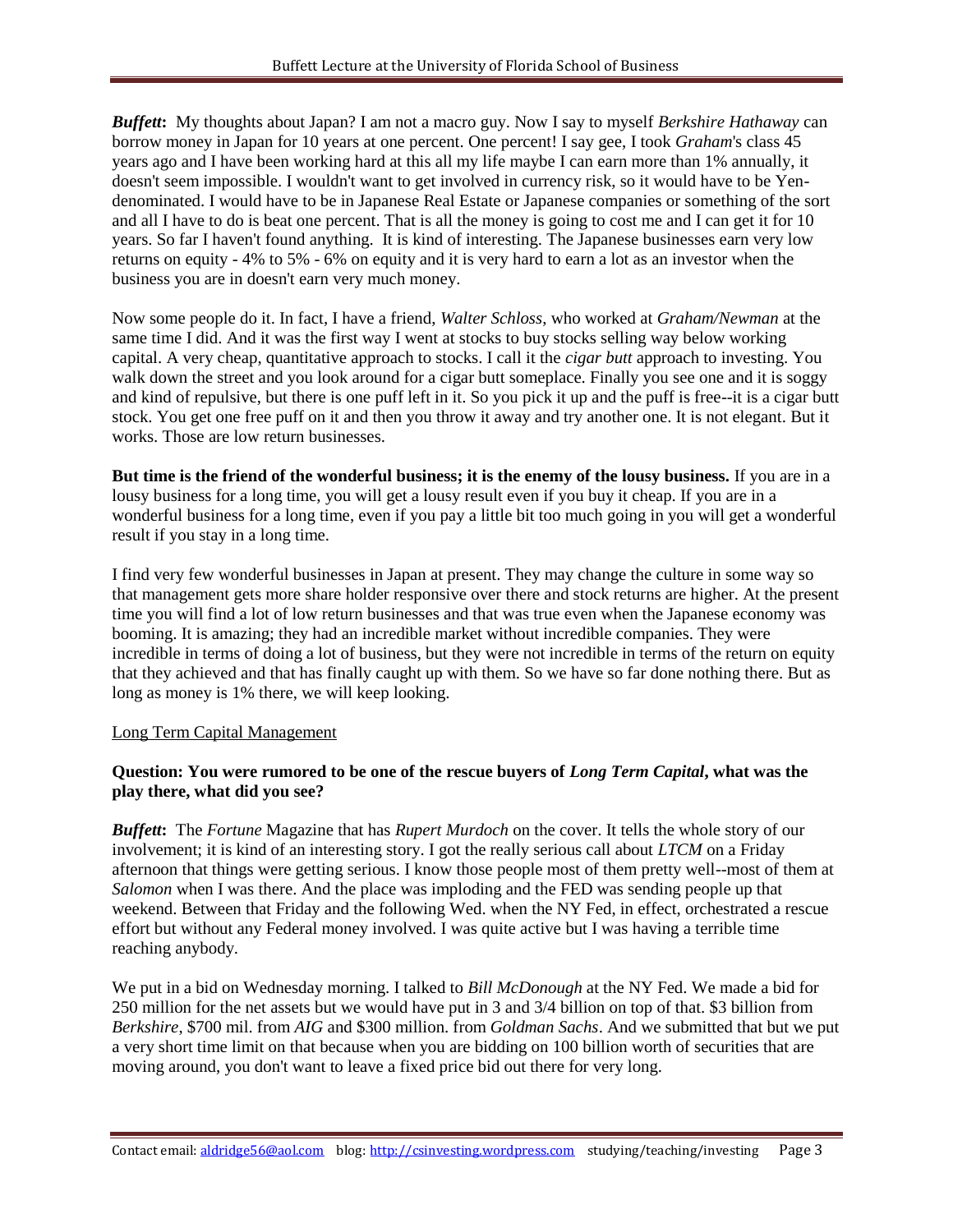***Buffett*:** My thoughts about Japan? I am not a macro guy. Now I say to myself *Berkshire Hathaway* can borrow money in Japan for 10 years at one percent. One percent! I say gee, I took *Graham*'s class 45 years ago and I have been working hard at this all my life maybe I can earn more than 1% annually, it doesn't seem impossible. I wouldn't want to get involved in currency risk, so it would have to be Yen-denominated. I would have to be in Japanese Real Estate or Japanese companies or something of the sort and all I have to do is beat one percent. That is all the money is going to cost me and I can get it for 10 years. So far I haven't found anything. It is kind of interesting. The Japanese businesses earn very low returns on equity - 4% to 5% - 6% on equity and it is very hard to earn a lot as an investor when the business you are in doesn't earn very much money.

Now some people do it. In fact, I have a friend, *Walter Schloss*, who worked at *Graham/Newman* at the same time I did. And it was the first way I went at stocks to buy stocks selling way below working capital. A very cheap, quantitative approach to stocks. I call it the *cigar butt* approach to investing. You walk down the street and you look around for a cigar butt someplace. Finally you see one and it is soggy and kind of repulsive, but there is one puff left in it. So you pick it up and the puff is free--it is a cigar butt stock. You get one free puff on it and then you throw it away and try another one. It is not elegant. But it works. Those are low return businesses.

**But time is the friend of the wonderful business; it is the enemy of the lousy business.** If you are in a lousy business for a long time, you will get a lousy result even if you buy it cheap. If you are in a wonderful business for a long time, even if you pay a little bit too much going in you will get a wonderful result if you stay in a long time.

I find very few wonderful businesses in Japan at present. They may change the culture in some way so that management gets more share holder responsive over there and stock returns are higher. At the present time you will find a lot of low return businesses and that was true even when the Japanese economy was booming. It is amazing; they had an incredible market without incredible companies. They were incredible in terms of doing a lot of business, but they were not incredible in terms of the return on equity that they achieved and that has finally caught up with them. So we have so far done nothing there. But as long as money is 1% there, we will keep looking.

<u>Long Term Capital Management</u>

**Question: You were rumored to be one of the rescue buyers of *Long Term Capital*, what was the play there, what did you see?**

***Buffett*:** The *Fortune* Magazine that has *Rupert Murdoch* on the cover. It tells the whole story of our involvement; it is kind of an interesting story. I got the really serious call about *LTCM* on a Friday afternoon that things were getting serious. I know those people most of them pretty well--most of them at *Salomon* when I was there. And the place was imploding and the FED was sending people up that weekend. Between that Friday and the following Wed. when the NY Fed, in effect, orchestrated a rescue effort but without any Federal money involved. I was quite active but I was having a terrible time reaching anybody.

We put in a bid on Wednesday morning. I talked to *Bill McDonough* at the NY Fed. We made a bid for 250 million for the net assets but we would have put in 3 and 3/4 billion on top of that. $3 billion from *Berkshire*, $700 mil. from *AIG* and $300 million. from *Goldman Sachs*. And we submitted that but we put a very short time limit on that because when you are bidding on 100 billion worth of securities that are moving around, you don't want to leave a fixed price bid out there for very long.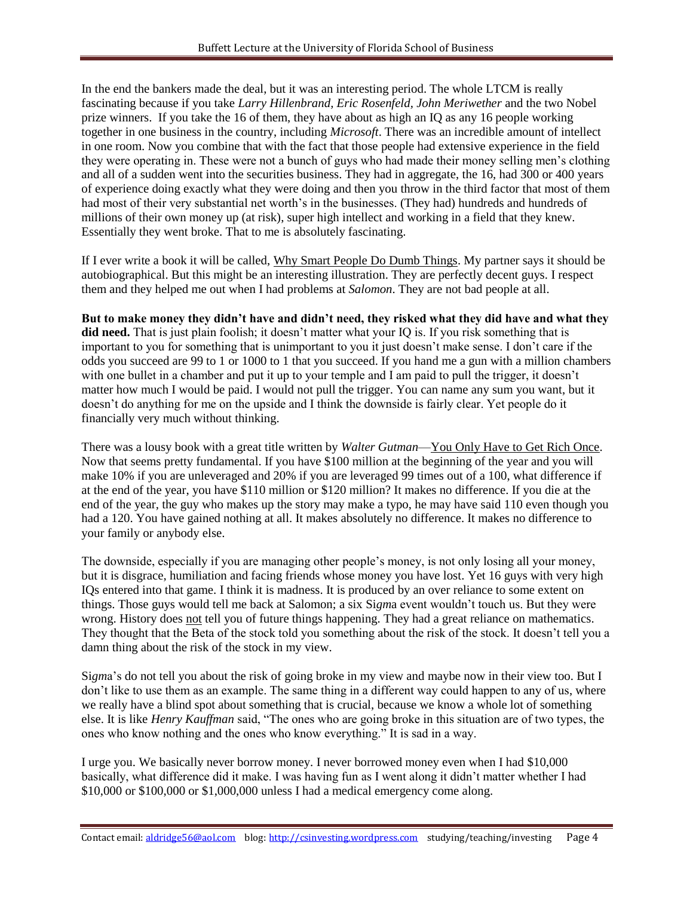In the end the bankers made the deal, but it was an interesting period. The whole LTCM is really fascinating because if you take *Larry Hillenbrand, Eric Rosenfeld, John Meriwether* and the two Nobel prize winners. If you take the 16 of them, they have about as high an IQ as any 16 people working together in one business in the country, including *Microsoft*. There was an incredible amount of intellect in one room. Now you combine that with the fact that those people had extensive experience in the field they were operating in. These were not a bunch of guys who had made their money selling men's clothing and all of a sudden went into the securities business. They had in aggregate, the 16, had 300 or 400 years of experience doing exactly what they were doing and then you throw in the third factor that most of them had most of their very substantial net worth's in the businesses. (They had) hundreds and hundreds of millions of their own money up (at risk), super high intellect and working in a field that they knew. Essentially they went broke. That to me is absolutely fascinating.

If I ever write a book it will be called, Why Smart People Do Dumb Things. My partner says it should be autobiographical. But this might be an interesting illustration. They are perfectly decent guys. I respect them and they helped me out when I had problems at *Salomon*. They are not bad people at all.

**But to make money they didn't have and didn't need, they risked what they did have and what they did need.** That is just plain foolish; it doesn't matter what your IQ is. If you risk something that is important to you for something that is unimportant to you it just doesn't make sense. I don't care if the odds you succeed are 99 to 1 or 1000 to 1 that you succeed. If you hand me a gun with a million chambers with one bullet in a chamber and put it up to your temple and I am paid to pull the trigger, it doesn't matter how much I would be paid. I would not pull the trigger. You can name any sum you want, but it doesn't do anything for me on the upside and I think the downside is fairly clear. Yet people do it financially very much without thinking.

There was a lousy book with a great title written by *Walter Gutman*—You Only Have to Get Rich Once. Now that seems pretty fundamental. If you have $100 million at the beginning of the year and you will make 10% if you are unleveraged and 20% if you are leveraged 99 times out of a 100, what difference if at the end of the year, you have $110 million or $120 million? It makes no difference. If you die at the end of the year, the guy who makes up the story may make a typo, he may have said 110 even though you had a 120. You have gained nothing at all. It makes absolutely no difference. It makes no difference to your family or anybody else.

The downside, especially if you are managing other people's money, is not only losing all your money, but it is disgrace, humiliation and facing friends whose money you have lost. Yet 16 guys with very high IQs entered into that game. I think it is madness. It is produced by an over reliance to some extent on things. Those guys would tell me back at Salomon; a six Si*gm*a event wouldn't touch us. But they were wrong. History does not tell you of future things happening. They had a great reliance on mathematics. They thought that the Beta of the stock told you something about the risk of the stock. It doesn't tell you a damn thing about the risk of the stock in my view.

Si*gm*a's do not tell you about the risk of going broke in my view and maybe now in their view too. But I don't like to use them as an example. The same thing in a different way could happen to any of us, where we really have a blind spot about something that is crucial, because we know a whole lot of something else. It is like *Henry Kauffman* said, "The ones who are going broke in this situation are of two types, the ones who know nothing and the ones who know everything." It is sad in a way.

I urge you. We basically never borrow money. I never borrowed money even when I had $10,000 basically, what difference did it make. I was having fun as I went along it didn't matter whether I had $10,000 or $100,000 or $1,000,000 unless I had a medical emergency come along.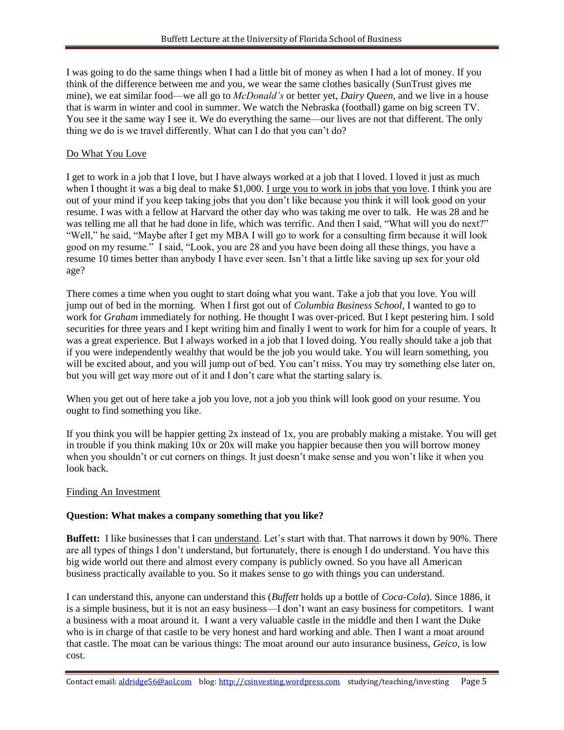I was going to do the same things when I had a little bit of money as when I had a lot of money. If you think of the difference between me and you, we wear the same clothes basically (SunTrust gives me mine), we eat similar food—we all go to *McDonald's* or better yet, *Dairy Queen*, and we live in a house that is warm in winter and cool in summer. We watch the Nebraska (football) game on big screen TV. You see it the same way I see it. We do everything the same—our lives are not that different. The only thing we do is we travel differently. What can I do that you can't do?

<u>Do What You Love</u>

I get to work in a job that I love, but I have always worked at a job that I loved. I loved it just as much when I thought it was a big deal to make $1,000. <u>I urge you to work in jobs that you love</u>. I think you are out of your mind if you keep taking jobs that you don't like because you think it will look good on your resume. I was with a fellow at Harvard the other day who was taking me over to talk. He was 28 and he was telling me all that he had done in life, which was terrific. And then I said, "What will you do next?" "Well," he said, "Maybe after I get my MBA I will go to work for a consulting firm because it will look good on my resume." I said, "Look, you are 28 and you have been doing all these things, you have a resume 10 times better than anybody I have ever seen. Isn't that a little like saving up sex for your old age?

There comes a time when you ought to start doing what you want. Take a job that you love. You will jump out of bed in the morning. When I first got out of *Columbia Business School*, I wanted to go to work for *Graham* immediately for nothing. He thought I was over-priced. But I kept pestering him. I sold securities for three years and I kept writing him and finally I went to work for him for a couple of years. It was a great experience. But I always worked in a job that I loved doing. You really should take a job that if you were independently wealthy that would be the job you would take. You will learn something, you will be excited about, and you will jump out of bed. You can't miss. You may try something else later on, but you will get way more out of it and I don't care what the starting salary is.

When you get out of here take a job you love, not a job you think will look good on your resume. You ought to find something you like.

If you think you will be happier getting 2x instead of 1x, you are probably making a mistake. You will get in trouble if you think making 10x or 20x will make you happier because then you will borrow money when you shouldn't or cut corners on things. It just doesn't make sense and you won't like it when you look back.

<u>Finding An Investment</u>

**Question: What makes a company something that you like?**

**Buffett:** I like businesses that I can <u>understand</u>. Let's start with that. That narrows it down by 90%. There are all types of things I don't understand, but fortunately, there is enough I do understand. You have this big wide world out there and almost every company is publicly owned. So you have all American business practically available to you. So it makes sense to go with things you can understand.

I can understand this, anyone can understand this (*Buffett* holds up a bottle of *Coca-Cola*). Since 1886, it is a simple business, but it is not an easy business—I don't want an easy business for competitors. I want a business with a moat around it. I want a very valuable castle in the middle and then I want the Duke who is in charge of that castle to be very honest and hard working and able. Then I want a moat around that castle. The moat can be various things: The moat around our auto insurance business, *Geico*, is low cost.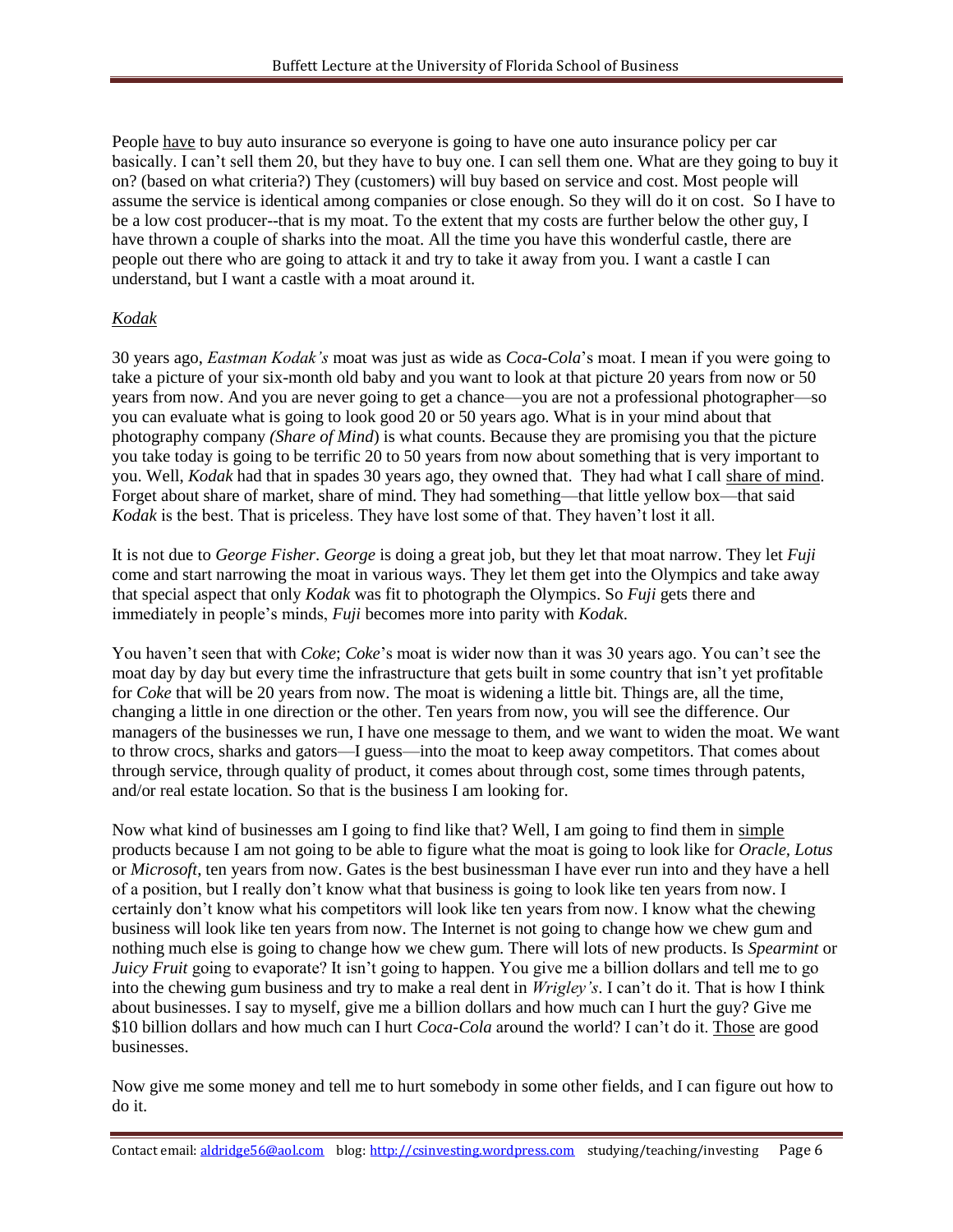People <u>have</u> to buy auto insurance so everyone is going to have one auto insurance policy per car basically. I can't sell them 20, but they have to buy one. I can sell them one. What are they going to buy it on? (based on what criteria?) They (customers) will buy based on service and cost. Most people will assume the service is identical among companies or close enough. So they will do it on cost. So I have to be a low cost producer--that is my moat. To the extent that my costs are further below the other guy, I have thrown a couple of sharks into the moat. All the time you have this wonderful castle, there are people out there who are going to attack it and try to take it away from you. I want a castle I can understand, but I want a castle with a moat around it.

<u>*Kodak*</u>

30 years ago, *Eastman Kodak's* moat was just as wide as *Coca-Cola*'s moat. I mean if you were going to take a picture of your six-month old baby and you want to look at that picture 20 years from now or 50 years from now. And you are never going to get a chance—you are not a professional photographer—so you can evaluate what is going to look good 20 or 50 years ago. What is in your mind about that photography company *(Share of Mind*) is what counts. Because they are promising you that the picture you take today is going to be terrific 20 to 50 years from now about something that is very important to you. Well, *Kodak* had that in spades 30 years ago, they owned that. They had what I call <u>share of mind</u>. Forget about share of market, share of mind. They had something—that little yellow box—that said *Kodak* is the best. That is priceless. They have lost some of that. They haven't lost it all.

It is not due to *George Fisher*. *George* is doing a great job, but they let that moat narrow. They let *Fuji* come and start narrowing the moat in various ways. They let them get into the Olympics and take away that special aspect that only *Kodak* was fit to photograph the Olympics. So *Fuji* gets there and immediately in people's minds, *Fuji* becomes more into parity with *Kodak*.

You haven't seen that with *Coke*; *Coke*'s moat is wider now than it was 30 years ago. You can't see the moat day by day but every time the infrastructure that gets built in some country that isn't yet profitable for *Coke* that will be 20 years from now. The moat is widening a little bit. Things are, all the time, changing a little in one direction or the other. Ten years from now, you will see the difference. Our managers of the businesses we run, I have one message to them, and we want to widen the moat. We want to throw crocs, sharks and gators—I guess—into the moat to keep away competitors. That comes about through service, through quality of product, it comes about through cost, some times through patents, and/or real estate location. So that is the business I am looking for.

Now what kind of businesses am I going to find like that? Well, I am going to find them in <u>simple</u> products because I am not going to be able to figure what the moat is going to look like for *Oracle, Lotus* or *Microsoft*, ten years from now. Gates is the best businessman I have ever run into and they have a hell of a position, but I really don't know what that business is going to look like ten years from now. I certainly don't know what his competitors will look like ten years from now. I know what the chewing business will look like ten years from now. The Internet is not going to change how we chew gum and nothing much else is going to change how we chew gum. There will lots of new products. Is *Spearmint* or *Juicy Fruit* going to evaporate? It isn't going to happen. You give me a billion dollars and tell me to go into the chewing gum business and try to make a real dent in *Wrigley's*. I can't do it. That is how I think about businesses. I say to myself, give me a billion dollars and how much can I hurt the guy? Give me $10 billion dollars and how much can I hurt *Coca-Cola* around the world? I can't do it. <u>Those</u> are good businesses.

Now give me some money and tell me to hurt somebody in some other fields, and I can figure out how to do it.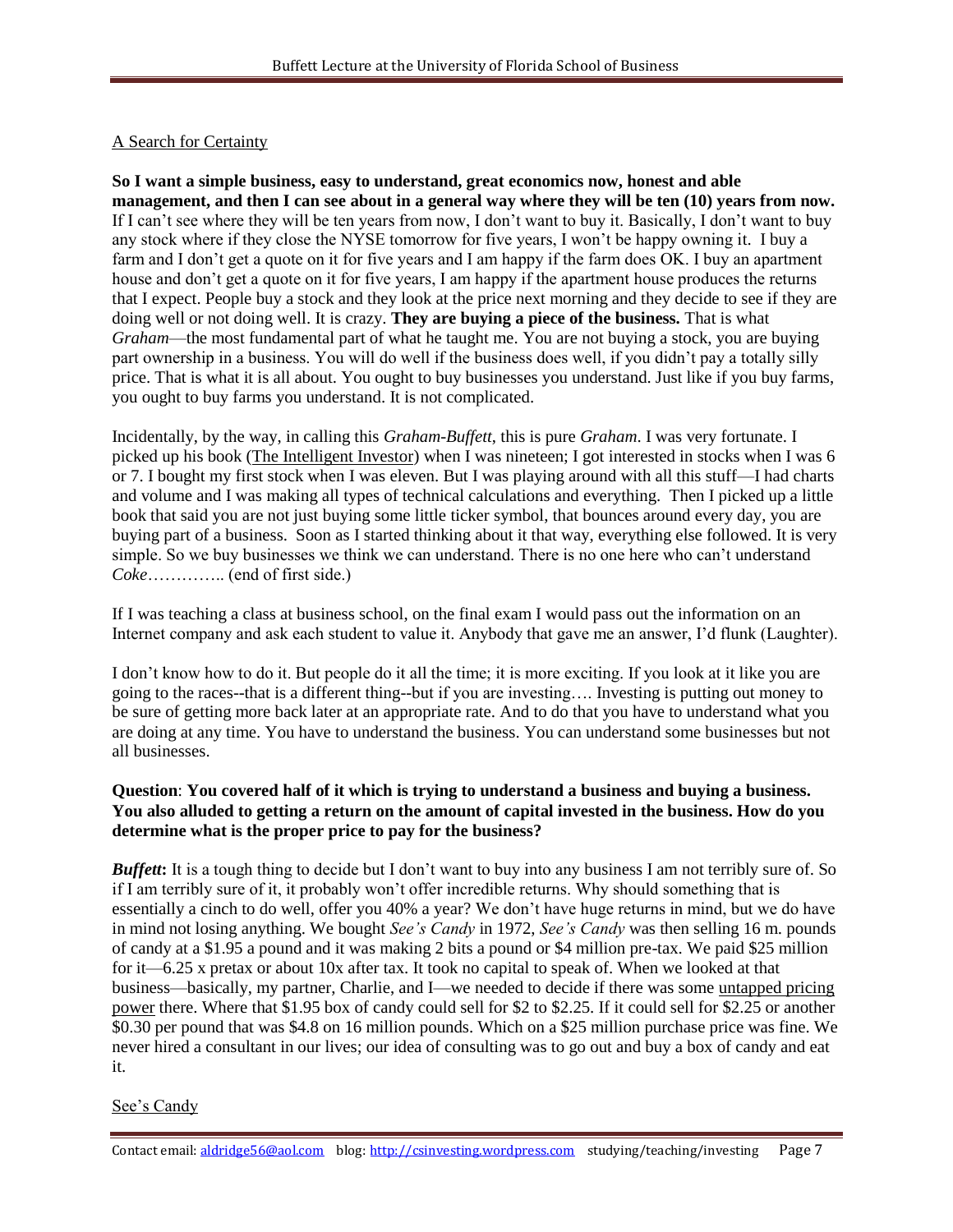A Search for Certainty

**So I want a simple business, easy to understand, great economics now, honest and able management, and then I can see about in a general way where they will be ten (10) years from now.** If I can't see where they will be ten years from now, I don't want to buy it. Basically, I don't want to buy any stock where if they close the NYSE tomorrow for five years, I won't be happy owning it. I buy a farm and I don't get a quote on it for five years and I am happy if the farm does OK. I buy an apartment house and don't get a quote on it for five years, I am happy if the apartment house produces the returns that I expect. People buy a stock and they look at the price next morning and they decide to see if they are doing well or not doing well. It is crazy. **They are buying a piece of the business.** That is what *Graham*—the most fundamental part of what he taught me. You are not buying a stock, you are buying part ownership in a business. You will do well if the business does well, if you didn't pay a totally silly price. That is what it is all about. You ought to buy businesses you understand. Just like if you buy farms, you ought to buy farms you understand. It is not complicated.

Incidentally, by the way, in calling this *Graham-Buffett*, this is pure *Graham*. I was very fortunate. I picked up his book (The Intelligent Investor) when I was nineteen; I got interested in stocks when I was 6 or 7. I bought my first stock when I was eleven. But I was playing around with all this stuff—I had charts and volume and I was making all types of technical calculations and everything. Then I picked up a little book that said you are not just buying some little ticker symbol, that bounces around every day, you are buying part of a business. Soon as I started thinking about it that way, everything else followed. It is very simple. So we buy businesses we think we can understand. There is no one here who can't understand *Coke*………….. (end of first side.)

If I was teaching a class at business school, on the final exam I would pass out the information on an Internet company and ask each student to value it. Anybody that gave me an answer, I'd flunk (Laughter).

I don't know how to do it. But people do it all the time; it is more exciting. If you look at it like you are going to the races--that is a different thing--but if you are investing…. Investing is putting out money to be sure of getting more back later at an appropriate rate. And to do that you have to understand what you are doing at any time. You have to understand the business. You can understand some businesses but not all businesses.

**Question**: **You covered half of it which is trying to understand a business and buying a business. You also alluded to getting a return on the amount of capital invested in the business. How do you determine what is the proper price to pay for the business?**

***Buffett*****:** It is a tough thing to decide but I don't want to buy into any business I am not terribly sure of. So if I am terribly sure of it, it probably won't offer incredible returns. Why should something that is essentially a cinch to do well, offer you 40% a year? We don't have huge returns in mind, but we do have in mind not losing anything. We bought *See's Candy* in 1972, *See's Candy* was then selling 16 m. pounds of candy at a $1.95 a pound and it was making 2 bits a pound or $4 million pre-tax. We paid $25 million for it—6.25 x pretax or about 10x after tax. It took no capital to speak of. When we looked at that business—basically, my partner, Charlie, and I—we needed to decide if there was some untapped pricing power there. Where that $1.95 box of candy could sell for $2 to $2.25. If it could sell for $2.25 or another $0.30 per pound that was $4.8 on 16 million pounds. Which on a $25 million purchase price was fine. We never hired a consultant in our lives; our idea of consulting was to go out and buy a box of candy and eat it.

See's Candy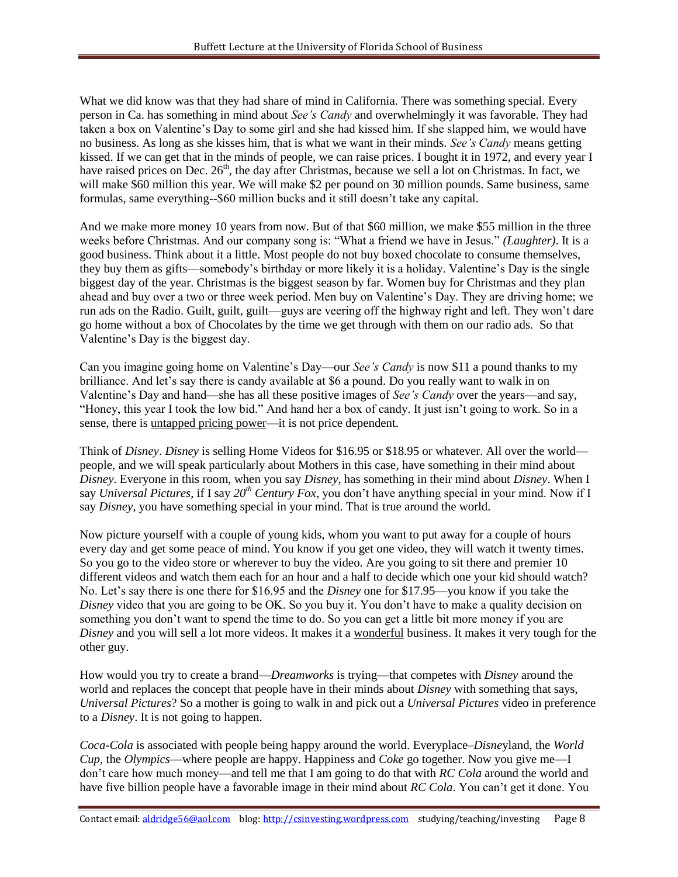What we did know was that they had share of mind in California. There was something special. Every person in Ca. has something in mind about *See's Candy* and overwhelmingly it was favorable. They had taken a box on Valentine's Day to some girl and she had kissed him. If she slapped him, we would have no business. As long as she kisses him, that is what we want in their minds. *See's Candy* means getting kissed. If we can get that in the minds of people, we can raise prices. I bought it in 1972, and every year I have raised prices on Dec. 26th, the day after Christmas, because we sell a lot on Christmas. In fact, we will make $60 million this year. We will make $2 per pound on 30 million pounds. Same business, same formulas, same everything--$60 million bucks and it still doesn't take any capital.

And we make more money 10 years from now. But of that $60 million, we make $55 million in the three weeks before Christmas. And our company song is: "What a friend we have in Jesus." *(Laughter)*. It is a good business. Think about it a little. Most people do not buy boxed chocolate to consume themselves, they buy them as gifts—somebody's birthday or more likely it is a holiday. Valentine's Day is the single biggest day of the year. Christmas is the biggest season by far. Women buy for Christmas and they plan ahead and buy over a two or three week period. Men buy on Valentine's Day. They are driving home; we run ads on the Radio. Guilt, guilt, guilt—guys are veering off the highway right and left. They won't dare go home without a box of Chocolates by the time we get through with them on our radio ads. So that Valentine's Day is the biggest day.

Can you imagine going home on Valentine's Day—our *See's Candy* is now $11 a pound thanks to my brilliance. And let's say there is candy available at $6 a pound. Do you really want to walk in on Valentine's Day and hand—she has all these positive images of *See's Candy* over the years—and say, "Honey, this year I took the low bid." And hand her a box of candy. It just isn't going to work. So in a sense, there is untapped pricing power—it is not price dependent.

Think of *Disney*. *Disney* is selling Home Videos for $16.95 or $18.95 or whatever. All over the world—people, and we will speak particularly about Mothers in this case, have something in their mind about *Disney*. Everyone in this room, when you say *Disney*, has something in their mind about *Disney*. When I say *Universal Pictures*, if I say *20th Century Fox*, you don't have anything special in your mind. Now if I say *Disney*, you have something special in your mind. That is true around the world.

Now picture yourself with a couple of young kids, whom you want to put away for a couple of hours every day and get some peace of mind. You know if you get one video, they will watch it twenty times. So you go to the video store or wherever to buy the video. Are you going to sit there and premier 10 different videos and watch them each for an hour and a half to decide which one your kid should watch? No. Let's say there is one there for $16.95 and the *Disney* one for $17.95—you know if you take the *Disney* video that you are going to be OK. So you buy it. You don't have to make a quality decision on something you don't want to spend the time to do. So you can get a little bit more money if you are *Disney* and you will sell a lot more videos. It makes it a wonderful business. It makes it very tough for the other guy.

How would you try to create a brand—*Dreamworks* is trying—that competes with *Disney* around the world and replaces the concept that people have in their minds about *Disney* with something that says, *Universal Pictures*? So a mother is going to walk in and pick out a *Universal Pictures* video in preference to a *Disney*. It is not going to happen.

*Coca-Cola* is associated with people being happy around the world. Everyplace–*Disney*land, the *World Cup*, the *Olympics*—where people are happy. Happiness and *Coke* go together. Now you give me—I don't care how much money—and tell me that I am going to do that with *RC Cola* around the world and have five billion people have a favorable image in their mind about *RC Cola*. You can't get it done. You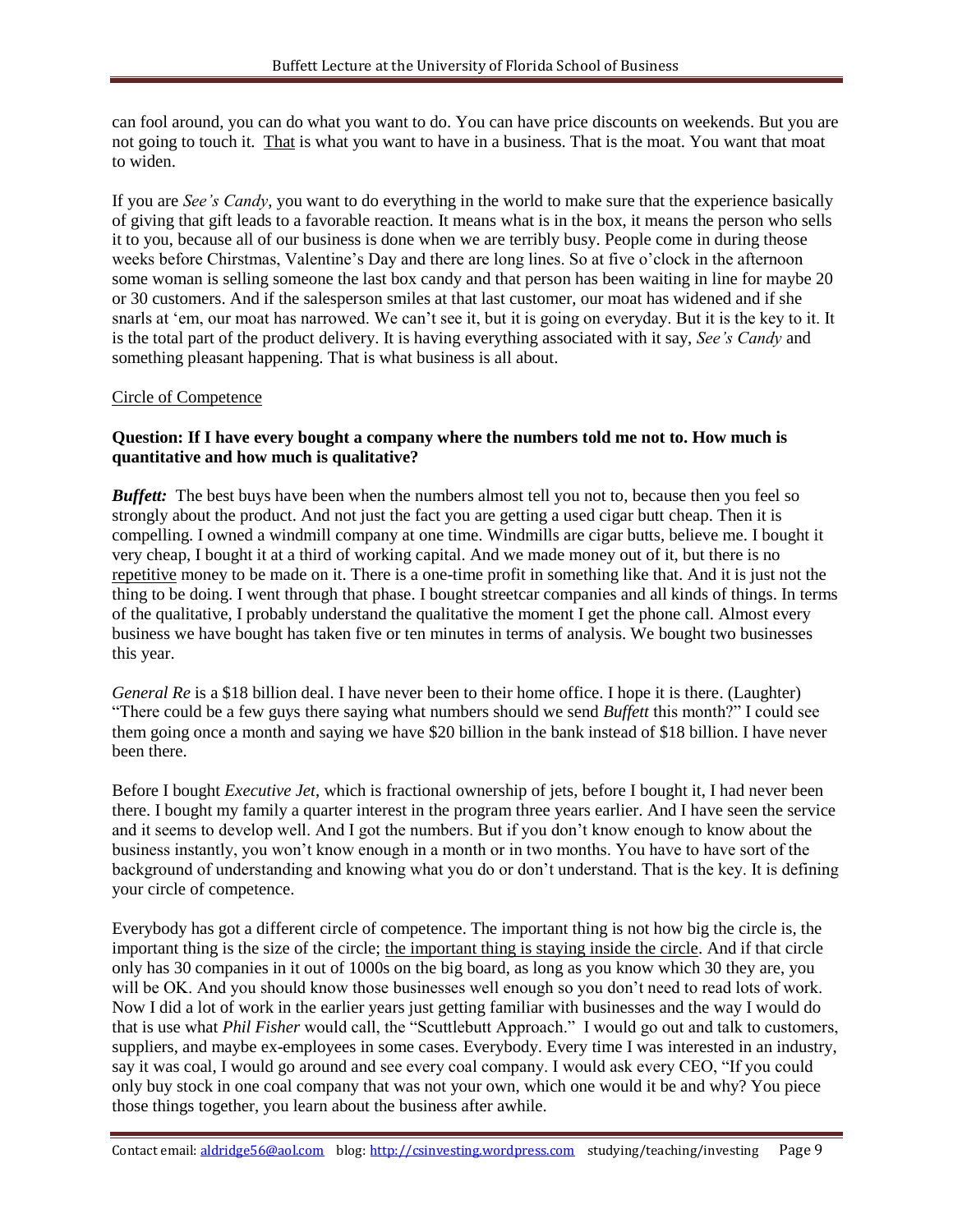can fool around, you can do what you want to do. You can have price discounts on weekends. But you are not going to touch it. <u>That</u> is what you want to have in a business. That is the moat. You want that moat to widen.

If you are *See's Candy*, you want to do everything in the world to make sure that the experience basically of giving that gift leads to a favorable reaction. It means what is in the box, it means the person who sells it to you, because all of our business is done when we are terribly busy. People come in during theose weeks before Chirstmas, Valentine's Day and there are long lines. So at five o'clock in the afternoon some woman is selling someone the last box candy and that person has been waiting in line for maybe 20 or 30 customers. And if the salesperson smiles at that last customer, our moat has widened and if she snarls at 'em, our moat has narrowed. We can't see it, but it is going on everyday. But it is the key to it. It is the total part of the product delivery. It is having everything associated with it say, *See's Candy* and something pleasant happening. That is what business is all about.

<u>Circle of Competence</u>

**Question: If I have every bought a company where the numbers told me not to. How much is quantitative and how much is qualitative?**

***Buffett:*** The best buys have been when the numbers almost tell you not to, because then you feel so strongly about the product. And not just the fact you are getting a used cigar butt cheap. Then it is compelling. I owned a windmill company at one time. Windmills are cigar butts, believe me. I bought it very cheap, I bought it at a third of working capital. And we made money out of it, but there is no <u>repetitive</u> money to be made on it. There is a one-time profit in something like that. And it is just not the thing to be doing. I went through that phase. I bought streetcar companies and all kinds of things. In terms of the qualitative, I probably understand the qualitative the moment I get the phone call. Almost every business we have bought has taken five or ten minutes in terms of analysis. We bought two businesses this year.

*General Re* is a $18 billion deal. I have never been to their home office. I hope it is there. (Laughter) "There could be a few guys there saying what numbers should we send *Buffett* this month?" I could see them going once a month and saying we have $20 billion in the bank instead of $18 billion. I have never been there.

Before I bought *Executive Jet*, which is fractional ownership of jets, before I bought it, I had never been there. I bought my family a quarter interest in the program three years earlier. And I have seen the service and it seems to develop well. And I got the numbers. But if you don't know enough to know about the business instantly, you won't know enough in a month or in two months. You have to have sort of the background of understanding and knowing what you do or don't understand. That is the key. It is defining your circle of competence.

Everybody has got a different circle of competence. The important thing is not how big the circle is, the important thing is the size of the circle; <u>the important thing is staying inside the circle</u>. And if that circle only has 30 companies in it out of 1000s on the big board, as long as you know which 30 they are, you will be OK. And you should know those businesses well enough so you don't need to read lots of work. Now I did a lot of work in the earlier years just getting familiar with businesses and the way I would do that is use what *Phil Fisher* would call, the "Scuttlebutt Approach." I would go out and talk to customers, suppliers, and maybe ex-employees in some cases. Everybody. Every time I was interested in an industry, say it was coal, I would go around and see every coal company. I would ask every CEO, "If you could only buy stock in one coal company that was not your own, which one would it be and why? You piece those things together, you learn about the business after awhile.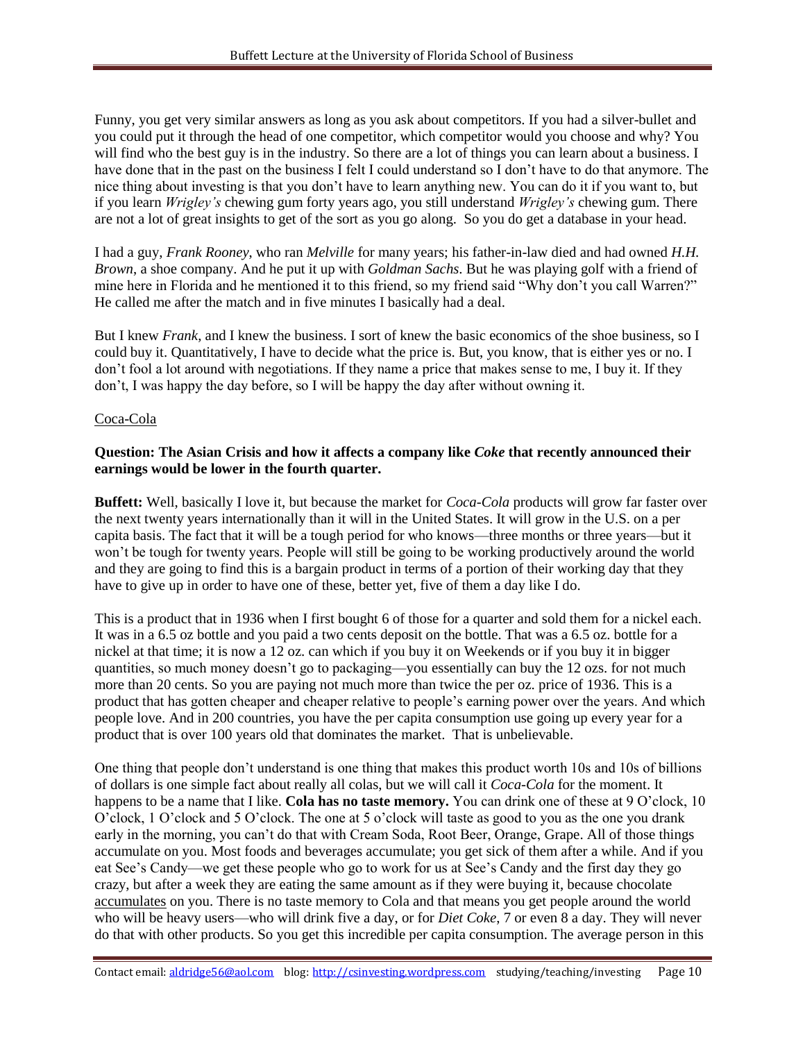Funny, you get very similar answers as long as you ask about competitors. If you had a silver-bullet and you could put it through the head of one competitor, which competitor would you choose and why? You will find who the best guy is in the industry. So there are a lot of things you can learn about a business. I have done that in the past on the business I felt I could understand so I don't have to do that anymore. The nice thing about investing is that you don't have to learn anything new. You can do it if you want to, but if you learn *Wrigley's* chewing gum forty years ago, you still understand *Wrigley's* chewing gum. There are not a lot of great insights to get of the sort as you go along. So you do get a database in your head.

I had a guy, *Frank Rooney*, who ran *Melville* for many years; his father-in-law died and had owned *H.H. Brown*, a shoe company. And he put it up with *Goldman Sachs*. But he was playing golf with a friend of mine here in Florida and he mentioned it to this friend, so my friend said "Why don't you call Warren?" He called me after the match and in five minutes I basically had a deal.

But I knew *Frank*, and I knew the business. I sort of knew the basic economics of the shoe business, so I could buy it. Quantitatively, I have to decide what the price is. But, you know, that is either yes or no. I don't fool a lot around with negotiations. If they name a price that makes sense to me, I buy it. If they don't, I was happy the day before, so I will be happy the day after without owning it.

<u>Coca-Cola</u>

**Question: The Asian Crisis and how it affects a company like *Coke* that recently announced their earnings would be lower in the fourth quarter.**

**Buffett:** Well, basically I love it, but because the market for *Coca-Cola* products will grow far faster over the next twenty years internationally than it will in the United States. It will grow in the U.S. on a per capita basis. The fact that it will be a tough period for who knows—three months or three years—but it won't be tough for twenty years. People will still be going to be working productively around the world and they are going to find this is a bargain product in terms of a portion of their working day that they have to give up in order to have one of these, better yet, five of them a day like I do.

This is a product that in 1936 when I first bought 6 of those for a quarter and sold them for a nickel each. It was in a 6.5 oz bottle and you paid a two cents deposit on the bottle. That was a 6.5 oz. bottle for a nickel at that time; it is now a 12 oz. can which if you buy it on Weekends or if you buy it in bigger quantities, so much money doesn't go to packaging—you essentially can buy the 12 ozs. for not much more than 20 cents. So you are paying not much more than twice the per oz. price of 1936. This is a product that has gotten cheaper and cheaper relative to people's earning power over the years. And which people love. And in 200 countries, you have the per capita consumption use going up every year for a product that is over 100 years old that dominates the market. That is unbelievable.

One thing that people don't understand is one thing that makes this product worth 10s and 10s of billions of dollars is one simple fact about really all colas, but we will call it *Coca-Cola* for the moment. It happens to be a name that I like. **Cola has no taste memory.** You can drink one of these at 9 O'clock, 10 O'clock, 1 O'clock and 5 O'clock. The one at 5 o'clock will taste as good to you as the one you drank early in the morning, you can't do that with Cream Soda, Root Beer, Orange, Grape. All of those things accumulate on you. Most foods and beverages accumulate; you get sick of them after a while. And if you eat See's Candy—we get these people who go to work for us at See's Candy and the first day they go crazy, but after a week they are eating the same amount as if they were buying it, because chocolate <u>accumulates</u> on you. There is no taste memory to Cola and that means you get people around the world who will be heavy users—who will drink five a day, or for *Diet Coke*, 7 or even 8 a day. They will never do that with other products. So you get this incredible per capita consumption. The average person in this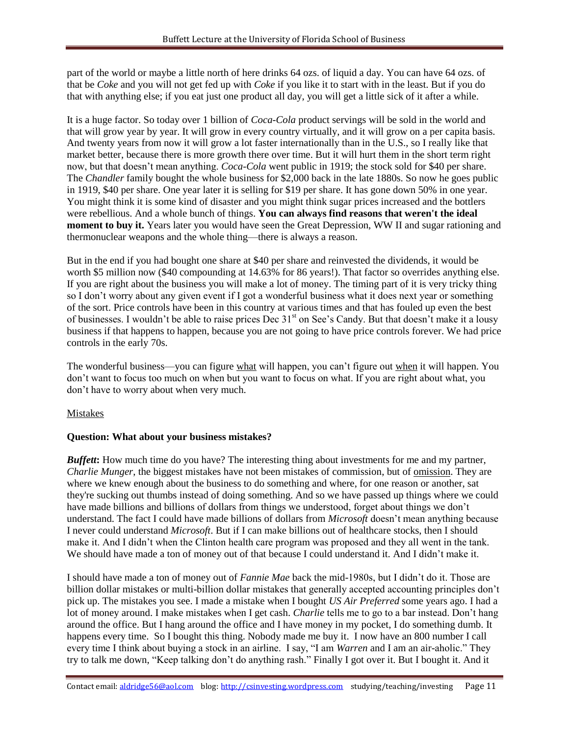part of the world or maybe a little north of here drinks 64 ozs. of liquid a day. You can have 64 ozs. of that be *Coke* and you will not get fed up with *Coke* if you like it to start with in the least. But if you do that with anything else; if you eat just one product all day, you will get a little sick of it after a while.

It is a huge factor. So today over 1 billion of *Coca-Cola* product servings will be sold in the world and that will grow year by year. It will grow in every country virtually, and it will grow on a per capita basis. And twenty years from now it will grow a lot faster internationally than in the U.S., so I really like that market better, because there is more growth there over time. But it will hurt them in the short term right now, but that doesn't mean anything. *Coca-Cola* went public in 1919; the stock sold for $40 per share. The *Chandler* family bought the whole business for $2,000 back in the late 1880s. So now he goes public in 1919, $40 per share. One year later it is selling for $19 per share. It has gone down 50% in one year. You might think it is some kind of disaster and you might think sugar prices increased and the bottlers were rebellious. And a whole bunch of things. **You can always find reasons that weren't the ideal moment to buy it.** Years later you would have seen the Great Depression, WW II and sugar rationing and thermonuclear weapons and the whole thing—there is always a reason.

But in the end if you had bought one share at $40 per share and reinvested the dividends, it would be worth $5 million now ($40 compounding at 14.63% for 86 years!). That factor so overrides anything else. If you are right about the business you will make a lot of money. The timing part of it is very tricky thing so I don't worry about any given event if I got a wonderful business what it does next year or something of the sort. Price controls have been in this country at various times and that has fouled up even the best of businesses. I wouldn't be able to raise prices Dec 31st on See's Candy. But that doesn't make it a lousy business if that happens to happen, because you are not going to have price controls forever. We had price controls in the early 70s.

The wonderful business—you can figure <u>what</u> will happen, you can't figure out <u>when</u> it will happen. You don't want to focus too much on when but you want to focus on what. If you are right about what, you don't have to worry about when very much.

<u>Mistakes</u>

**Question: What about your business mistakes?**

***Buffett*:** How much time do you have? The interesting thing about investments for me and my partner, *Charlie Munger*, the biggest mistakes have not been mistakes of commission, but of <u>omission</u>. They are where we knew enough about the business to do something and where, for one reason or another, sat they're sucking out thumbs instead of doing something. And so we have passed up things where we could have made billions and billions of dollars from things we understood, forget about things we don't understand. The fact I could have made billions of dollars from *Microsoft* doesn't mean anything because I never could understand *Microsoft*. But if I can make billions out of healthcare stocks, then I should make it. And I didn't when the Clinton health care program was proposed and they all went in the tank. We should have made a ton of money out of that because I could understand it. And I didn't make it.

I should have made a ton of money out of *Fannie Mae* back the mid-1980s, but I didn't do it. Those are billion dollar mistakes or multi-billion dollar mistakes that generally accepted accounting principles don't pick up. The mistakes you see. I made a mistake when I bought *US Air Preferred* some years ago. I had a lot of money around. I make mistakes when I get cash. *Charlie* tells me to go to a bar instead. Don't hang around the office. But I hang around the office and I have money in my pocket, I do something dumb. It happens every time. So I bought this thing. Nobody made me buy it. I now have an 800 number I call every time I think about buying a stock in an airline. I say, "I am *Warren* and I am an air-aholic." They try to talk me down, "Keep talking don't do anything rash." Finally I got over it. But I bought it. And it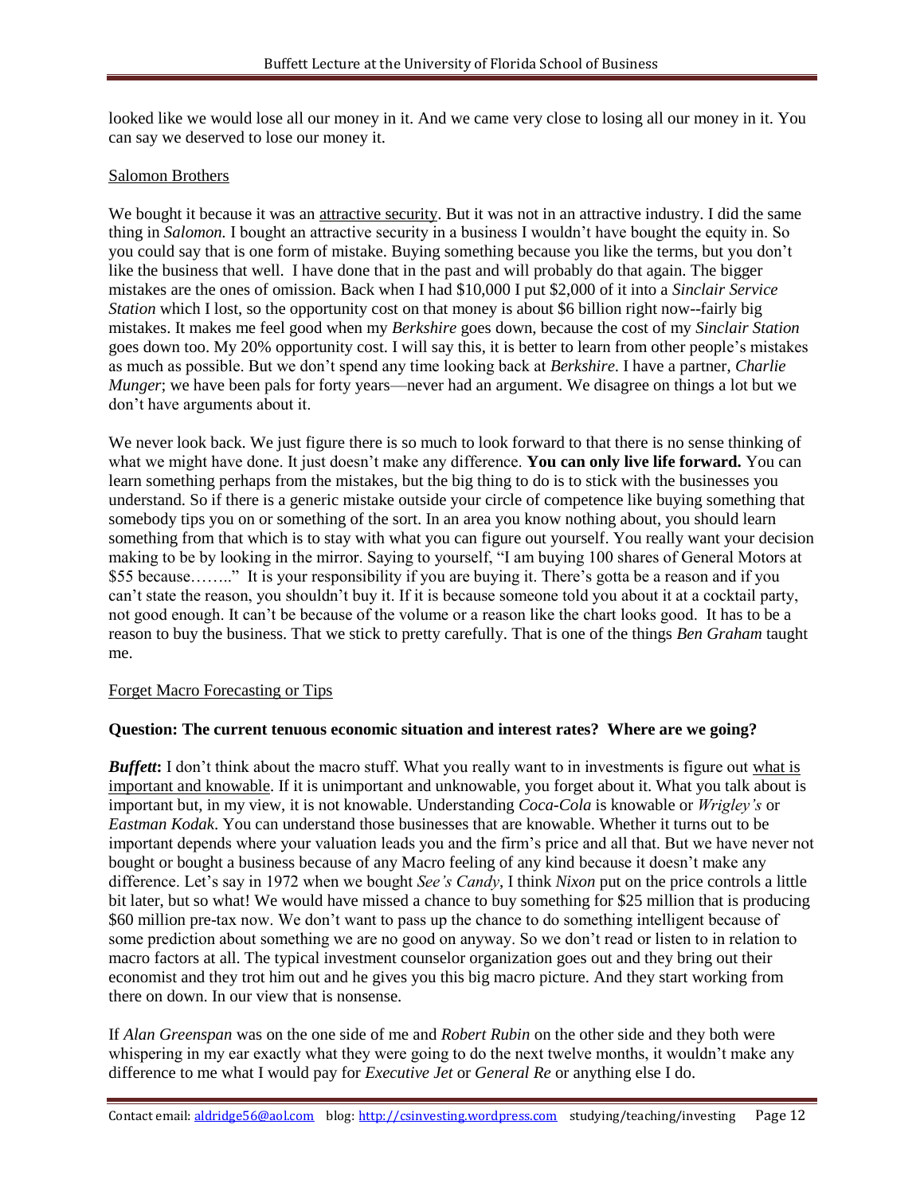looked like we would lose all our money in it. And we came very close to losing all our money in it. You can say we deserved to lose our money it.

<u>Salomon Brothers</u>

We bought it because it was an <u>attractive security</u>. But it was not in an attractive industry. I did the same thing in *Salomon.* I bought an attractive security in a business I wouldn't have bought the equity in. So you could say that is one form of mistake. Buying something because you like the terms, but you don't like the business that well. I have done that in the past and will probably do that again. The bigger mistakes are the ones of omission. Back when I had $10,000 I put $2,000 of it into a *Sinclair Service Station* which I lost, so the opportunity cost on that money is about $6 billion right now--fairly big mistakes. It makes me feel good when my *Berkshire* goes down, because the cost of my *Sinclair Station* goes down too. My 20% opportunity cost. I will say this, it is better to learn from other people's mistakes as much as possible. But we don't spend any time looking back at *Berkshire*. I have a partner, *Charlie Munger*; we have been pals for forty years—never had an argument. We disagree on things a lot but we don't have arguments about it.

We never look back. We just figure there is so much to look forward to that there is no sense thinking of what we might have done. It just doesn't make any difference. **You can only live life forward.** You can learn something perhaps from the mistakes, but the big thing to do is to stick with the businesses you understand. So if there is a generic mistake outside your circle of competence like buying something that somebody tips you on or something of the sort. In an area you know nothing about, you should learn something from that which is to stay with what you can figure out yourself. You really want your decision making to be by looking in the mirror. Saying to yourself, "I am buying 100 shares of General Motors at $55 because…….." It is your responsibility if you are buying it. There's gotta be a reason and if you can't state the reason, you shouldn't buy it. If it is because someone told you about it at a cocktail party, not good enough. It can't be because of the volume or a reason like the chart looks good. It has to be a reason to buy the business. That we stick to pretty carefully. That is one of the things *Ben Graham* taught me.

<u>Forget Macro Forecasting or Tips</u>

**Question: The current tenuous economic situation and interest rates? Where are we going?**

***Buffett*:** I don't think about the macro stuff. What you really want to in investments is figure out <u>what is important and knowable</u>. If it is unimportant and unknowable, you forget about it. What you talk about is important but, in my view, it is not knowable. Understanding *Coca-Cola* is knowable or *Wrigley's* or *Eastman Kodak*. You can understand those businesses that are knowable. Whether it turns out to be important depends where your valuation leads you and the firm's price and all that. But we have never not bought or bought a business because of any Macro feeling of any kind because it doesn't make any difference. Let's say in 1972 when we bought *See's Candy*, I think *Nixon* put on the price controls a little bit later, but so what! We would have missed a chance to buy something for $25 million that is producing $60 million pre-tax now. We don't want to pass up the chance to do something intelligent because of some prediction about something we are no good on anyway. So we don't read or listen to in relation to macro factors at all. The typical investment counselor organization goes out and they bring out their economist and they trot him out and he gives you this big macro picture. And they start working from there on down. In our view that is nonsense.

If *Alan Greenspan* was on the one side of me and *Robert Rubin* on the other side and they both were whispering in my ear exactly what they were going to do the next twelve months, it wouldn't make any difference to me what I would pay for *Executive Jet* or *General Re* or anything else I do.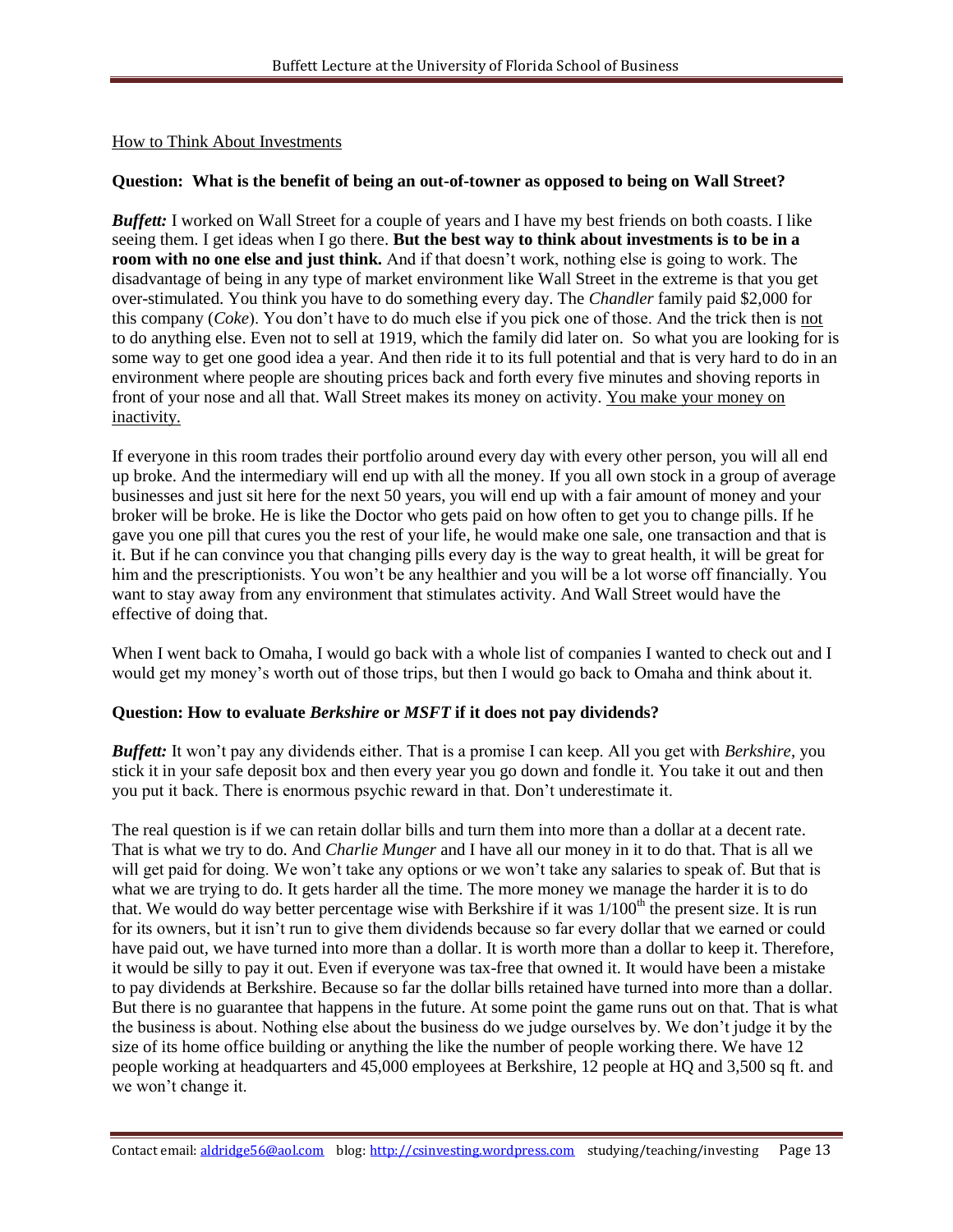<u>How to Think About Investments</u>

**Question: What is the benefit of being an out-of-towner as opposed to being on Wall Street?**

***Buffett:*** I worked on Wall Street for a couple of years and I have my best friends on both coasts. I like seeing them. I get ideas when I go there. **But the best way to think about investments is to be in a room with no one else and just think.** And if that doesn't work, nothing else is going to work. The disadvantage of being in any type of market environment like Wall Street in the extreme is that you get over-stimulated. You think you have to do something every day. The *Chandler* family paid $2,000 for this company (*Coke*). You don't have to do much else if you pick one of those. And the trick then is <u>not</u> to do anything else. Even not to sell at 1919, which the family did later on. So what you are looking for is some way to get one good idea a year. And then ride it to its full potential and that is very hard to do in an environment where people are shouting prices back and forth every five minutes and shoving reports in front of your nose and all that. Wall Street makes its money on activity. <u>You make your money on inactivity.</u>

If everyone in this room trades their portfolio around every day with every other person, you will all end up broke. And the intermediary will end up with all the money. If you all own stock in a group of average businesses and just sit here for the next 50 years, you will end up with a fair amount of money and your broker will be broke. He is like the Doctor who gets paid on how often to get you to change pills. If he gave you one pill that cures you the rest of your life, he would make one sale, one transaction and that is it. But if he can convince you that changing pills every day is the way to great health, it will be great for him and the prescriptionists. You won't be any healthier and you will be a lot worse off financially. You want to stay away from any environment that stimulates activity. And Wall Street would have the effective of doing that.

When I went back to Omaha, I would go back with a whole list of companies I wanted to check out and I would get my money's worth out of those trips, but then I would go back to Omaha and think about it.

**Question: How to evaluate *Berkshire* or *MSFT* if it does not pay dividends?**

***Buffett:*** It won't pay any dividends either. That is a promise I can keep. All you get with *Berkshire*, you stick it in your safe deposit box and then every year you go down and fondle it. You take it out and then you put it back. There is enormous psychic reward in that. Don't underestimate it.

The real question is if we can retain dollar bills and turn them into more than a dollar at a decent rate. That is what we try to do. And *Charlie Munger* and I have all our money in it to do that. That is all we will get paid for doing. We won't take any options or we won't take any salaries to speak of. But that is what we are trying to do. It gets harder all the time. The more money we manage the harder it is to do that. We would do way better percentage wise with Berkshire if it was 1/100th the present size. It is run for its owners, but it isn't run to give them dividends because so far every dollar that we earned or could have paid out, we have turned into more than a dollar. It is worth more than a dollar to keep it. Therefore, it would be silly to pay it out. Even if everyone was tax-free that owned it. It would have been a mistake to pay dividends at Berkshire. Because so far the dollar bills retained have turned into more than a dollar. But there is no guarantee that happens in the future. At some point the game runs out on that. That is what the business is about. Nothing else about the business do we judge ourselves by. We don't judge it by the size of its home office building or anything the like the number of people working there. We have 12 people working at headquarters and 45,000 employees at Berkshire, 12 people at HQ and 3,500 sq ft. and we won't change it.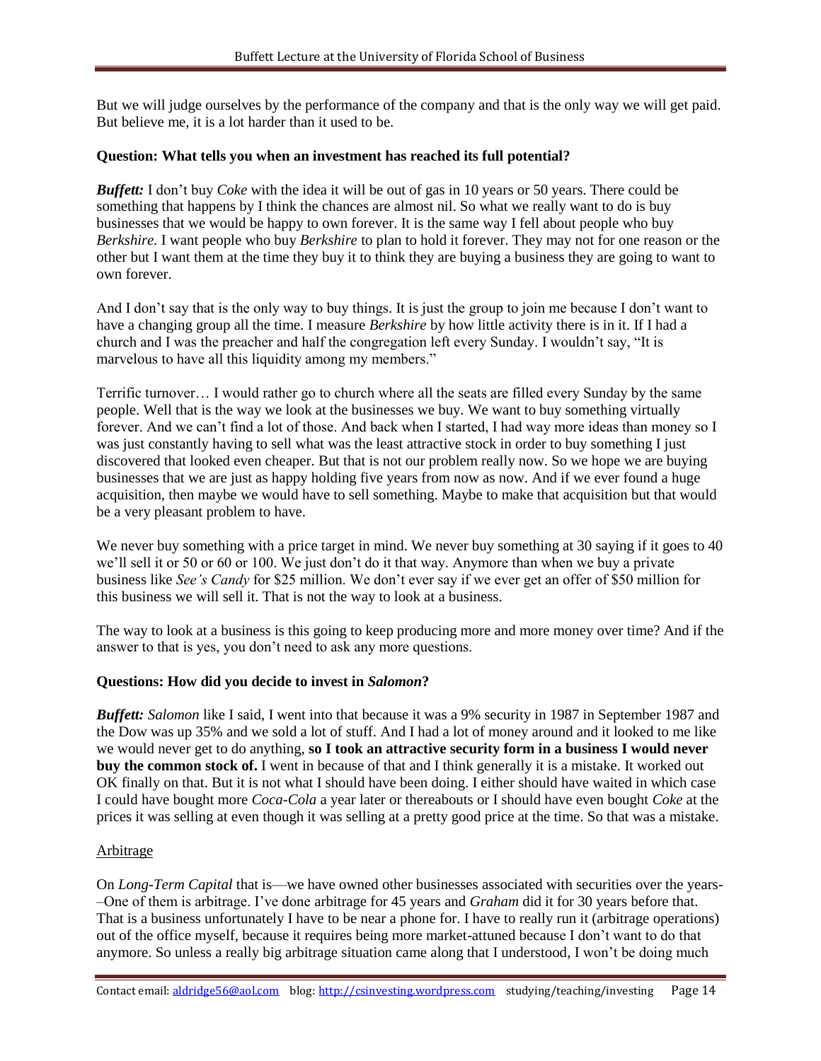But we will judge ourselves by the performance of the company and that is the only way we will get paid. But believe me, it is a lot harder than it used to be.

**Question: What tells you when an investment has reached its full potential?**

***Buffett:*** I don't buy *Coke* with the idea it will be out of gas in 10 years or 50 years. There could be something that happens by I think the chances are almost nil. So what we really want to do is buy businesses that we would be happy to own forever. It is the same way I fell about people who buy *Berkshire.* I want people who buy *Berkshire* to plan to hold it forever. They may not for one reason or the other but I want them at the time they buy it to think they are buying a business they are going to want to own forever.

And I don't say that is the only way to buy things. It is just the group to join me because I don't want to have a changing group all the time. I measure *Berkshire* by how little activity there is in it. If I had a church and I was the preacher and half the congregation left every Sunday. I wouldn't say, "It is marvelous to have all this liquidity among my members."

Terrific turnover… I would rather go to church where all the seats are filled every Sunday by the same people. Well that is the way we look at the businesses we buy. We want to buy something virtually forever. And we can't find a lot of those. And back when I started, I had way more ideas than money so I was just constantly having to sell what was the least attractive stock in order to buy something I just discovered that looked even cheaper. But that is not our problem really now. So we hope we are buying businesses that we are just as happy holding five years from now as now. And if we ever found a huge acquisition, then maybe we would have to sell something. Maybe to make that acquisition but that would be a very pleasant problem to have.

We never buy something with a price target in mind. We never buy something at 30 saying if it goes to 40 we'll sell it or 50 or 60 or 100. We just don't do it that way. Anymore than when we buy a private business like *See's Candy* for $25 million. We don't ever say if we ever get an offer of $50 million for this business we will sell it. That is not the way to look at a business.

The way to look at a business is this going to keep producing more and more money over time? And if the answer to that is yes, you don't need to ask any more questions.

**Questions: How did you decide to invest in *Salomon*?**

***Buffett:*** *Salomon* like I said, I went into that because it was a 9% security in 1987 in September 1987 and the Dow was up 35% and we sold a lot of stuff. And I had a lot of money around and it looked to me like we would never get to do anything, **so I took an attractive security form in a business I would never buy the common stock of.** I went in because of that and I think generally it is a mistake. It worked out OK finally on that. But it is not what I should have been doing. I either should have waited in which case I could have bought more *Coca-Cola* a year later or thereabouts or I should have even bought *Coke* at the prices it was selling at even though it was selling at a pretty good price at the time. So that was a mistake.

Arbitrage

On *Long-Term Capital* that is—we have owned other businesses associated with securities over the years-–One of them is arbitrage. I've done arbitrage for 45 years and *Graham* did it for 30 years before that. That is a business unfortunately I have to be near a phone for. I have to really run it (arbitrage operations) out of the office myself, because it requires being more market-attuned because I don't want to do that anymore. So unless a really big arbitrage situation came along that I understood, I won't be doing much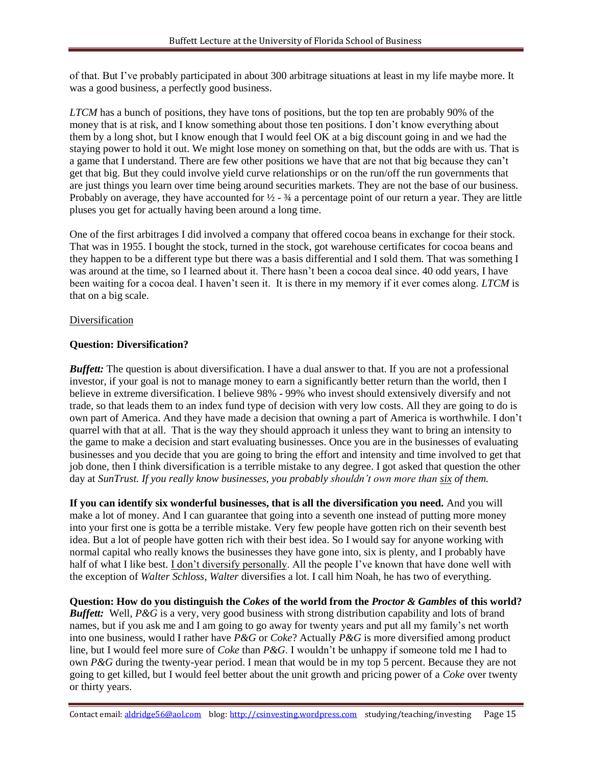of that. But I've probably participated in about 300 arbitrage situations at least in my life maybe more. It was a good business, a perfectly good business.

*LTCM* has a bunch of positions, they have tons of positions, but the top ten are probably 90% of the money that is at risk, and I know something about those ten positions. I don't know everything about them by a long shot, but I know enough that I would feel OK at a big discount going in and we had the staying power to hold it out. We might lose money on something on that, but the odds are with us. That is a game that I understand. There are few other positions we have that are not that big because they can't get that big. But they could involve yield curve relationships or on the run/off the run governments that are just things you learn over time being around securities markets. They are not the base of our business. Probably on average, they have accounted for ½ - ¾ a percentage point of our return a year. They are little pluses you get for actually having been around a long time.

One of the first arbitrages I did involved a company that offered cocoa beans in exchange for their stock. That was in 1955. I bought the stock, turned in the stock, got warehouse certificates for cocoa beans and they happen to be a different type but there was a basis differential and I sold them. That was something I was around at the time, so I learned about it. There hasn't been a cocoa deal since. 40 odd years, I have been waiting for a cocoa deal. I haven't seen it. It is there in my memory if it ever comes along. *LTCM* is that on a big scale.

<u>Diversification</u>

**Question: Diversification?**

***Buffett:*** The question is about diversification. I have a dual answer to that. If you are not a professional investor, if your goal is not to manage money to earn a significantly better return than the world, then I believe in extreme diversification. I believe 98% - 99% who invest should extensively diversify and not trade, so that leads them to an index fund type of decision with very low costs. All they are going to do is own part of America. And they have made a decision that owning a part of America is worthwhile. I don't quarrel with that at all. That is the way they should approach it unless they want to bring an intensity to the game to make a decision and start evaluating businesses. Once you are in the businesses of evaluating businesses and you decide that you are going to bring the effort and intensity and time involved to get that job done, then I think diversification is a terrible mistake to any degree. I got asked that question the other day at *SunTrust. If you really know businesses, you probably shouldn't own more than <u>six</u> of them.*

**If you can identify six wonderful businesses, that is all the diversification you need.** And you will make a lot of money. And I can guarantee that going into a seventh one instead of putting more money into your first one is gotta be a terrible mistake. Very few people have gotten rich on their seventh best idea. But a lot of people have gotten rich with their best idea. So I would say for anyone working with normal capital who really knows the businesses they have gone into, six is plenty, and I probably have half of what I like best. <u>I don't diversify personally</u>. All the people I've known that have done well with the exception of *Walter Schloss*, *Walter* diversifies a lot. I call him Noah, he has two of everything.

**Question: How do you distinguish the *Cokes* of the world from the *Proctor & Gambles* of this world?**
***Buffett:*** Well, *P&G* is a very, very good business with strong distribution capability and lots of brand names, but if you ask me and I am going to go away for twenty years and put all my family's net worth into one business, would I rather have *P&G* or *Coke*? Actually *P&G* is more diversified among product line, but I would feel more sure of *Coke* than *P&G*. I wouldn't be unhappy if someone told me I had to own *P&G* during the twenty-year period. I mean that would be in my top 5 percent. Because they are not going to get killed, but I would feel better about the unit growth and pricing power of a *Coke* over twenty or thirty years.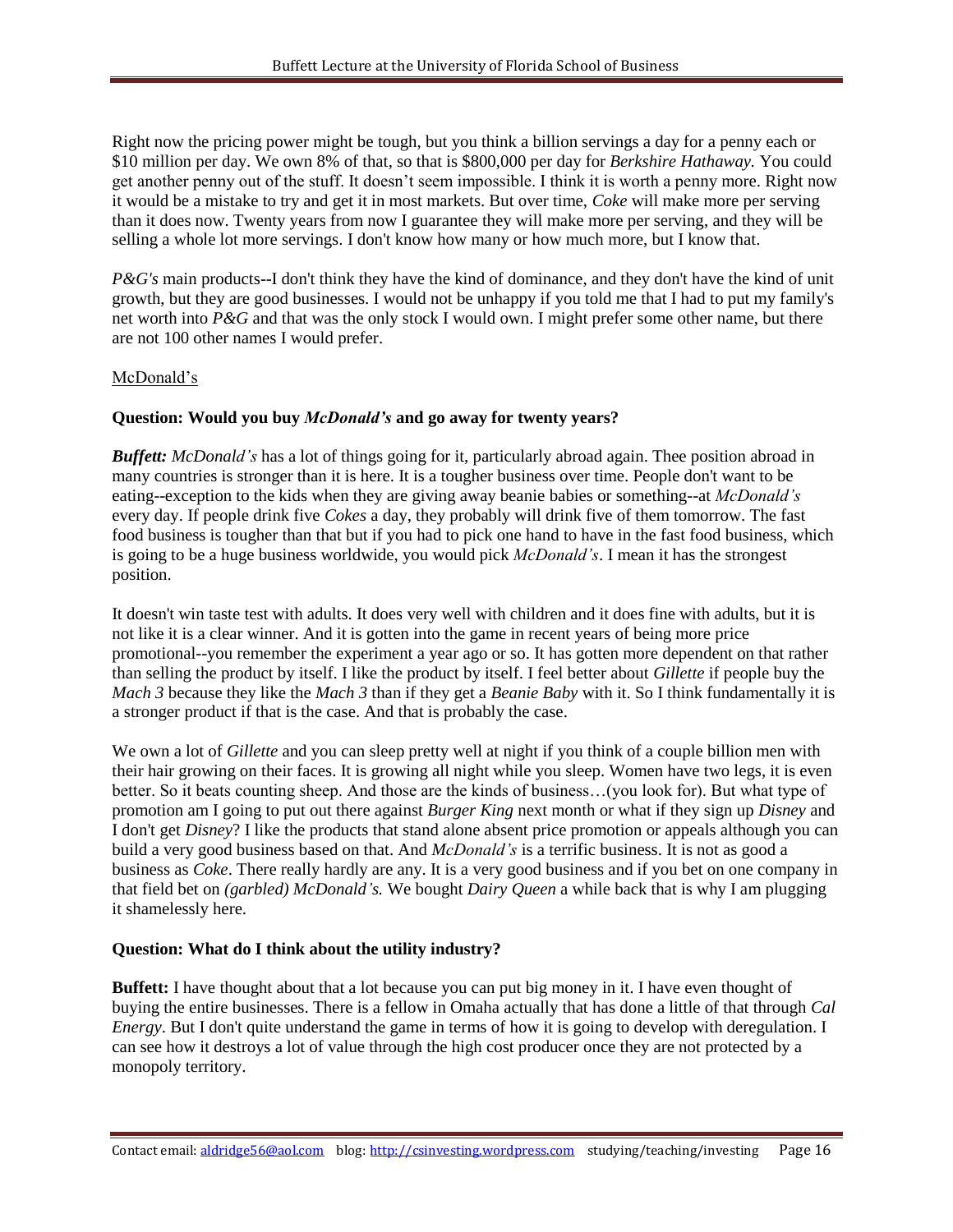Right now the pricing power might be tough, but you think a billion servings a day for a penny each or $10 million per day. We own 8% of that, so that is $800,000 per day for *Berkshire Hathaway.* You could get another penny out of the stuff. It doesn't seem impossible. I think it is worth a penny more. Right now it would be a mistake to try and get it in most markets. But over time, *Coke* will make more per serving than it does now. Twenty years from now I guarantee they will make more per serving, and they will be selling a whole lot more servings. I don't know how many or how much more, but I know that.

*P&G's* main products--I don't think they have the kind of dominance, and they don't have the kind of unit growth, but they are good businesses. I would not be unhappy if you told me that I had to put my family's net worth into *P&G* and that was the only stock I would own. I might prefer some other name, but there are not 100 other names I would prefer.

McDonald's

**Question: Would you buy *McDonald's* and go away for twenty years?**

***Buffett:*** *McDonald's* has a lot of things going for it, particularly abroad again. Thee position abroad in many countries is stronger than it is here. It is a tougher business over time. People don't want to be eating--exception to the kids when they are giving away beanie babies or something--at *McDonald's* every day. If people drink five *Cokes* a day, they probably will drink five of them tomorrow. The fast food business is tougher than that but if you had to pick one hand to have in the fast food business, which is going to be a huge business worldwide, you would pick *McDonald's*. I mean it has the strongest position.

It doesn't win taste test with adults. It does very well with children and it does fine with adults, but it is not like it is a clear winner. And it is gotten into the game in recent years of being more price promotional--you remember the experiment a year ago or so. It has gotten more dependent on that rather than selling the product by itself. I like the product by itself. I feel better about *Gillette* if people buy the *Mach 3* because they like the *Mach 3* than if they get a *Beanie Baby* with it. So I think fundamentally it is a stronger product if that is the case. And that is probably the case.

We own a lot of *Gillette* and you can sleep pretty well at night if you think of a couple billion men with their hair growing on their faces. It is growing all night while you sleep. Women have two legs, it is even better. So it beats counting sheep. And those are the kinds of business…(you look for). But what type of promotion am I going to put out there against *Burger King* next month or what if they sign up *Disney* and I don't get *Disney*? I like the products that stand alone absent price promotion or appeals although you can build a very good business based on that. And *McDonald's* is a terrific business. It is not as good a business as *Coke*. There really hardly are any. It is a very good business and if you bet on one company in that field bet on *(garbled) McDonald's.* We bought *Dairy Queen* a while back that is why I am plugging it shamelessly here.

**Question: What do I think about the utility industry?**

**Buffett:** I have thought about that a lot because you can put big money in it. I have even thought of buying the entire businesses. There is a fellow in Omaha actually that has done a little of that through *Cal Energy*. But I don't quite understand the game in terms of how it is going to develop with deregulation. I can see how it destroys a lot of value through the high cost producer once they are not protected by a monopoly territory.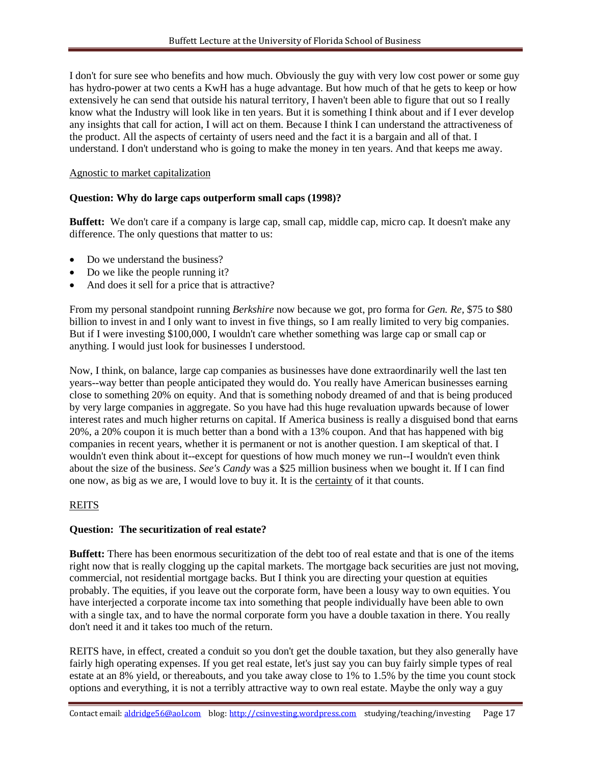I don't for sure see who benefits and how much. Obviously the guy with very low cost power or some guy has hydro-power at two cents a KwH has a huge advantage. But how much of that he gets to keep or how extensively he can send that outside his natural territory, I haven't been able to figure that out so I really know what the Industry will look like in ten years. But it is something I think about and if I ever develop any insights that call for action, I will act on them. Because I think I can understand the attractiveness of the product. All the aspects of certainty of users need and the fact it is a bargain and all of that. I understand. I don't understand who is going to make the money in ten years. And that keeps me away.

<u>Agnostic to market capitalization</u>

**Question: Why do large caps outperform small caps (1998)?**

**Buffett:** We don't care if a company is large cap, small cap, middle cap, micro cap. It doesn't make any difference. The only questions that matter to us:

- Do we understand the business?
- Do we like the people running it?
- And does it sell for a price that is attractive?

From my personal standpoint running *Berkshire* now because we got, pro forma for *Gen. Re*, $75 to $80 billion to invest in and I only want to invest in five things, so I am really limited to very big companies. But if I were investing $100,000, I wouldn't care whether something was large cap or small cap or anything. I would just look for businesses I understood.

Now, I think, on balance, large cap companies as businesses have done extraordinarily well the last ten years--way better than people anticipated they would do. You really have American businesses earning close to something 20% on equity. And that is something nobody dreamed of and that is being produced by very large companies in aggregate. So you have had this huge revaluation upwards because of lower interest rates and much higher returns on capital. If America business is really a disguised bond that earns 20%, a 20% coupon it is much better than a bond with a 13% coupon. And that has happened with big companies in recent years, whether it is permanent or not is another question. I am skeptical of that. I wouldn't even think about it--except for questions of how much money we run--I wouldn't even think about the size of the business. *See's Candy* was a $25 million business when we bought it. If I can find one now, as big as we are, I would love to buy it. It is the <u>certainty</u> of it that counts.

<u>REITS</u>

**Question: The securitization of real estate?**

**Buffett:** There has been enormous securitization of the debt too of real estate and that is one of the items right now that is really clogging up the capital markets. The mortgage back securities are just not moving, commercial, not residential mortgage backs. But I think you are directing your question at equities probably. The equities, if you leave out the corporate form, have been a lousy way to own equities. You have interjected a corporate income tax into something that people individually have been able to own with a single tax, and to have the normal corporate form you have a double taxation in there. You really don't need it and it takes too much of the return.

REITS have, in effect, created a conduit so you don't get the double taxation, but they also generally have fairly high operating expenses. If you get real estate, let's just say you can buy fairly simple types of real estate at an 8% yield, or thereabouts, and you take away close to 1% to 1.5% by the time you count stock options and everything, it is not a terribly attractive way to own real estate. Maybe the only way a guy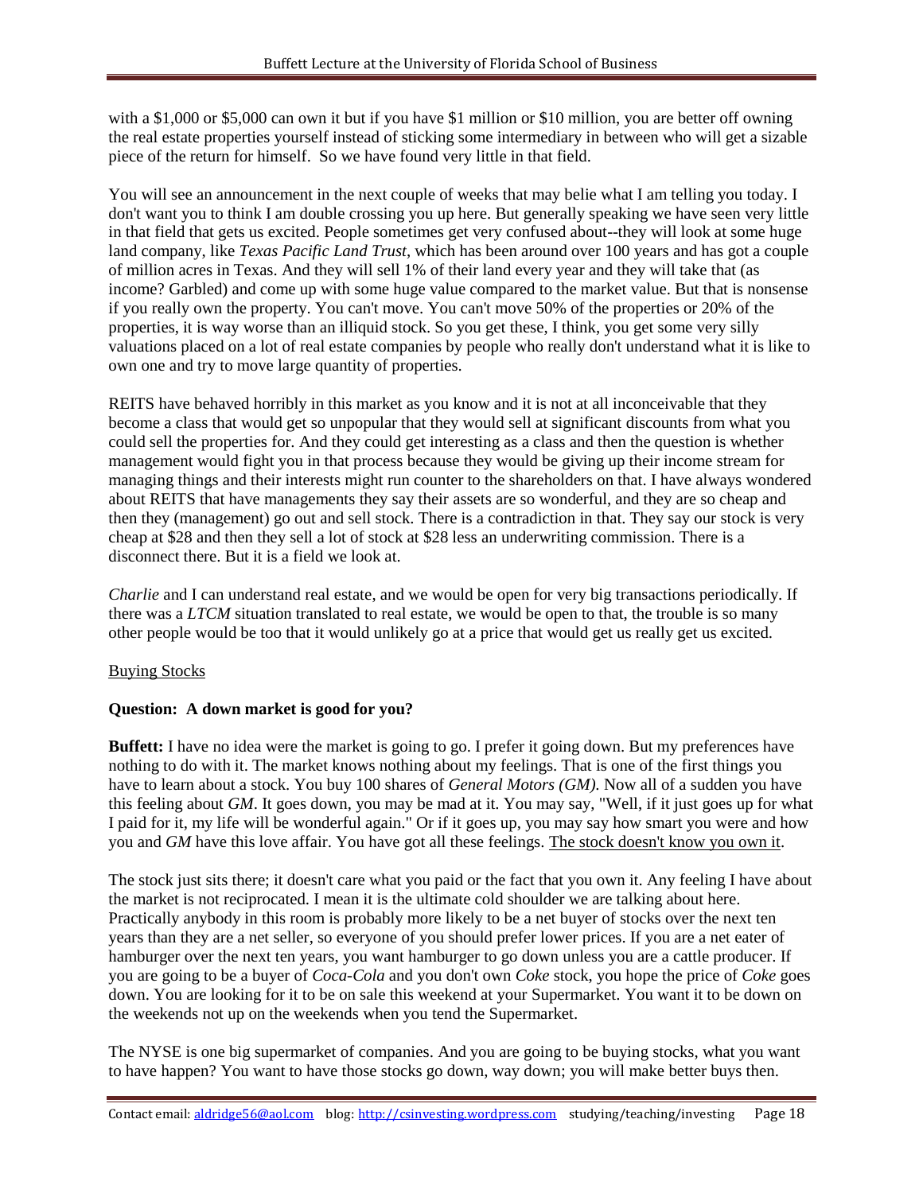with a $1,000 or $5,000 can own it but if you have $1 million or $10 million, you are better off owning the real estate properties yourself instead of sticking some intermediary in between who will get a sizable piece of the return for himself. So we have found very little in that field.

You will see an announcement in the next couple of weeks that may belie what I am telling you today. I don't want you to think I am double crossing you up here. But generally speaking we have seen very little in that field that gets us excited. People sometimes get very confused about--they will look at some huge land company, like *Texas Pacific Land Trust*, which has been around over 100 years and has got a couple of million acres in Texas. And they will sell 1% of their land every year and they will take that (as income? Garbled) and come up with some huge value compared to the market value. But that is nonsense if you really own the property. You can't move. You can't move 50% of the properties or 20% of the properties, it is way worse than an illiquid stock. So you get these, I think, you get some very silly valuations placed on a lot of real estate companies by people who really don't understand what it is like to own one and try to move large quantity of properties.

REITS have behaved horribly in this market as you know and it is not at all inconceivable that they become a class that would get so unpopular that they would sell at significant discounts from what you could sell the properties for. And they could get interesting as a class and then the question is whether management would fight you in that process because they would be giving up their income stream for managing things and their interests might run counter to the shareholders on that. I have always wondered about REITS that have managements they say their assets are so wonderful, and they are so cheap and then they (management) go out and sell stock. There is a contradiction in that. They say our stock is very cheap at $28 and then they sell a lot of stock at $28 less an underwriting commission. There is a disconnect there. But it is a field we look at.

*Charlie* and I can understand real estate, and we would be open for very big transactions periodically. If there was a *LTCM* situation translated to real estate, we would be open to that, the trouble is so many other people would be too that it would unlikely go at a price that would get us really get us excited.

<u>Buying Stocks</u>

**Question: A down market is good for you?**

**Buffett:** I have no idea were the market is going to go. I prefer it going down. But my preferences have nothing to do with it. The market knows nothing about my feelings. That is one of the first things you have to learn about a stock. You buy 100 shares of *General Motors (GM)*. Now all of a sudden you have this feeling about *GM*. It goes down, you may be mad at it. You may say, "Well, if it just goes up for what I paid for it, my life will be wonderful again." Or if it goes up, you may say how smart you were and how you and *GM* have this love affair. You have got all these feelings. <u>The stock doesn't know you own it</u>.

The stock just sits there; it doesn't care what you paid or the fact that you own it. Any feeling I have about the market is not reciprocated. I mean it is the ultimate cold shoulder we are talking about here. Practically anybody in this room is probably more likely to be a net buyer of stocks over the next ten years than they are a net seller, so everyone of you should prefer lower prices. If you are a net eater of hamburger over the next ten years, you want hamburger to go down unless you are a cattle producer. If you are going to be a buyer of *Coca-Cola* and you don't own *Coke* stock, you hope the price of *Coke* goes down. You are looking for it to be on sale this weekend at your Supermarket. You want it to be down on the weekends not up on the weekends when you tend the Supermarket.

The NYSE is one big supermarket of companies. And you are going to be buying stocks, what you want to have happen? You want to have those stocks go down, way down; you will make better buys then.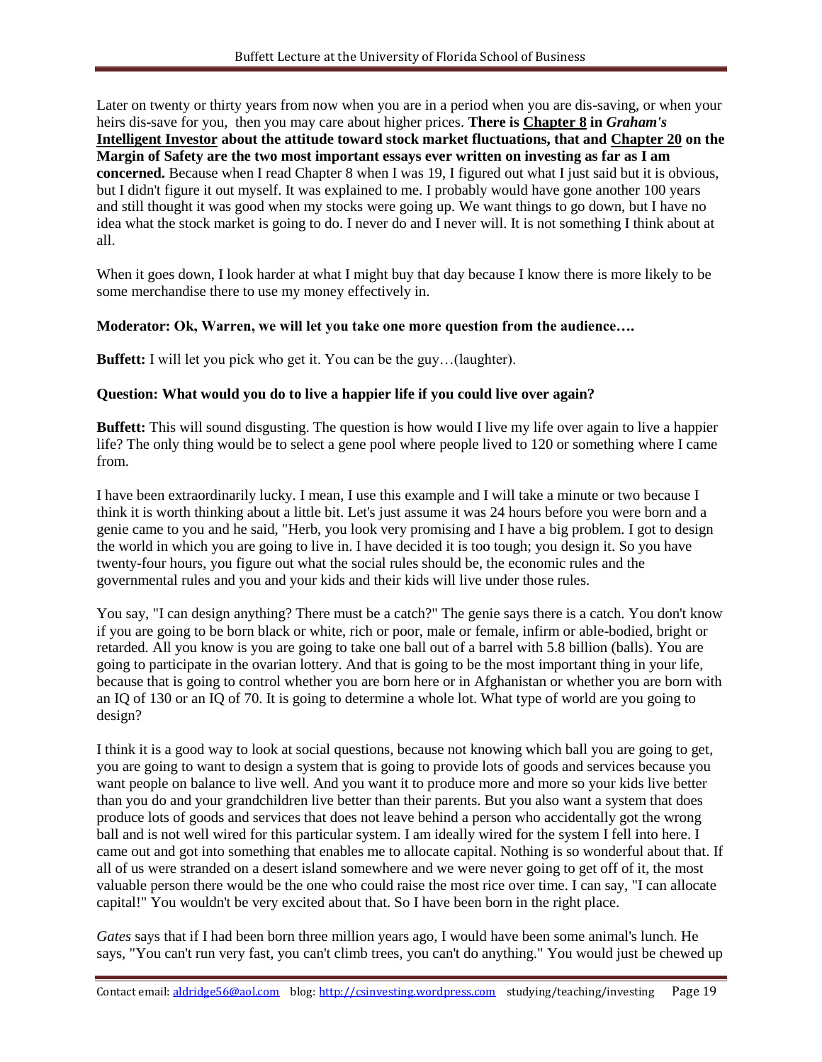Later on twenty or thirty years from now when you are in a period when you are dis-saving, or when your heirs dis-save for you, then you may care about higher prices. **There is Chapter 8 in *Graham's* Intelligent Investor about the attitude toward stock market fluctuations, that and Chapter 20 on the Margin of Safety are the two most important essays ever written on investing as far as I am concerned.** Because when I read Chapter 8 when I was 19, I figured out what I just said but it is obvious, but I didn't figure it out myself. It was explained to me. I probably would have gone another 100 years and still thought it was good when my stocks were going up. We want things to go down, but I have no idea what the stock market is going to do. I never do and I never will. It is not something I think about at all.

When it goes down, I look harder at what I might buy that day because I know there is more likely to be some merchandise there to use my money effectively in.

**Moderator: Ok, Warren, we will let you take one more question from the audience….**

**Buffett:** I will let you pick who get it. You can be the guy…(laughter).

**Question: What would you do to live a happier life if you could live over again?**

**Buffett:** This will sound disgusting. The question is how would I live my life over again to live a happier life? The only thing would be to select a gene pool where people lived to 120 or something where I came from.

I have been extraordinarily lucky. I mean, I use this example and I will take a minute or two because I think it is worth thinking about a little bit. Let's just assume it was 24 hours before you were born and a genie came to you and he said, "Herb, you look very promising and I have a big problem. I got to design the world in which you are going to live in. I have decided it is too tough; you design it. So you have twenty-four hours, you figure out what the social rules should be, the economic rules and the governmental rules and you and your kids and their kids will live under those rules.

You say, "I can design anything? There must be a catch?" The genie says there is a catch. You don't know if you are going to be born black or white, rich or poor, male or female, infirm or able-bodied, bright or retarded. All you know is you are going to take one ball out of a barrel with 5.8 billion (balls). You are going to participate in the ovarian lottery. And that is going to be the most important thing in your life, because that is going to control whether you are born here or in Afghanistan or whether you are born with an IQ of 130 or an IQ of 70. It is going to determine a whole lot. What type of world are you going to design?

I think it is a good way to look at social questions, because not knowing which ball you are going to get, you are going to want to design a system that is going to provide lots of goods and services because you want people on balance to live well. And you want it to produce more and more so your kids live better than you do and your grandchildren live better than their parents. But you also want a system that does produce lots of goods and services that does not leave behind a person who accidentally got the wrong ball and is not well wired for this particular system. I am ideally wired for the system I fell into here. I came out and got into something that enables me to allocate capital. Nothing is so wonderful about that. If all of us were stranded on a desert island somewhere and we were never going to get off of it, the most valuable person there would be the one who could raise the most rice over time. I can say, "I can allocate capital!" You wouldn't be very excited about that. So I have been born in the right place.

*Gates* says that if I had been born three million years ago, I would have been some animal's lunch. He says, "You can't run very fast, you can't climb trees, you can't do anything." You would just be chewed up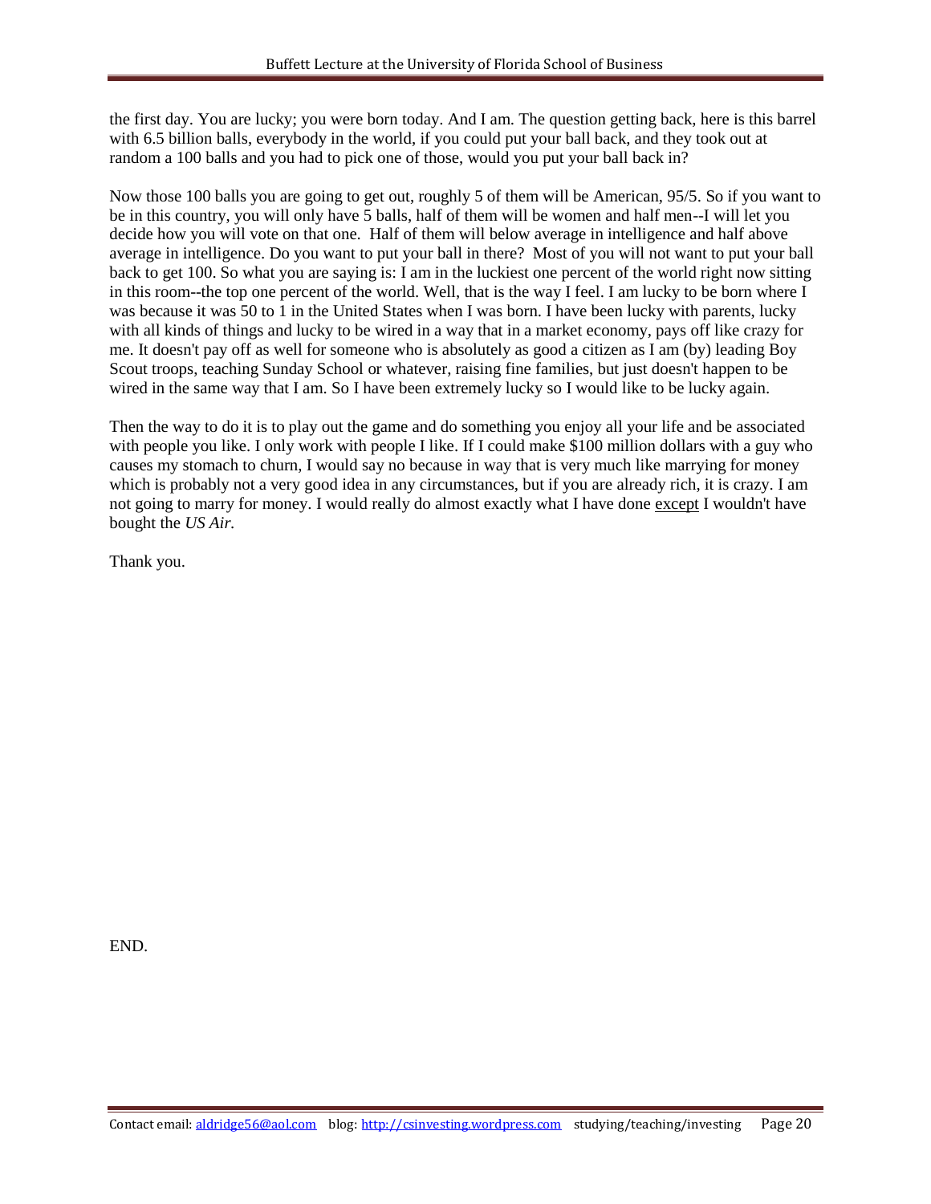the first day. You are lucky; you were born today. And I am. The question getting back, here is this barrel with 6.5 billion balls, everybody in the world, if you could put your ball back, and they took out at random a 100 balls and you had to pick one of those, would you put your ball back in?

Now those 100 balls you are going to get out, roughly 5 of them will be American, 95/5. So if you want to be in this country, you will only have 5 balls, half of them will be women and half men--I will let you decide how you will vote on that one. Half of them will below average in intelligence and half above average in intelligence. Do you want to put your ball in there? Most of you will not want to put your ball back to get 100. So what you are saying is: I am in the luckiest one percent of the world right now sitting in this room--the top one percent of the world. Well, that is the way I feel. I am lucky to be born where I was because it was 50 to 1 in the United States when I was born. I have been lucky with parents, lucky with all kinds of things and lucky to be wired in a way that in a market economy, pays off like crazy for me. It doesn't pay off as well for someone who is absolutely as good a citizen as I am (by) leading Boy Scout troops, teaching Sunday School or whatever, raising fine families, but just doesn't happen to be wired in the same way that I am. So I have been extremely lucky so I would like to be lucky again.

Then the way to do it is to play out the game and do something you enjoy all your life and be associated with people you like. I only work with people I like. If I could make $100 million dollars with a guy who causes my stomach to churn, I would say no because in way that is very much like marrying for money which is probably not a very good idea in any circumstances, but if you are already rich, it is crazy. I am not going to marry for money. I would really do almost exactly what I have done <u>except</u> I wouldn't have bought the *US Air*.

Thank you.

END.